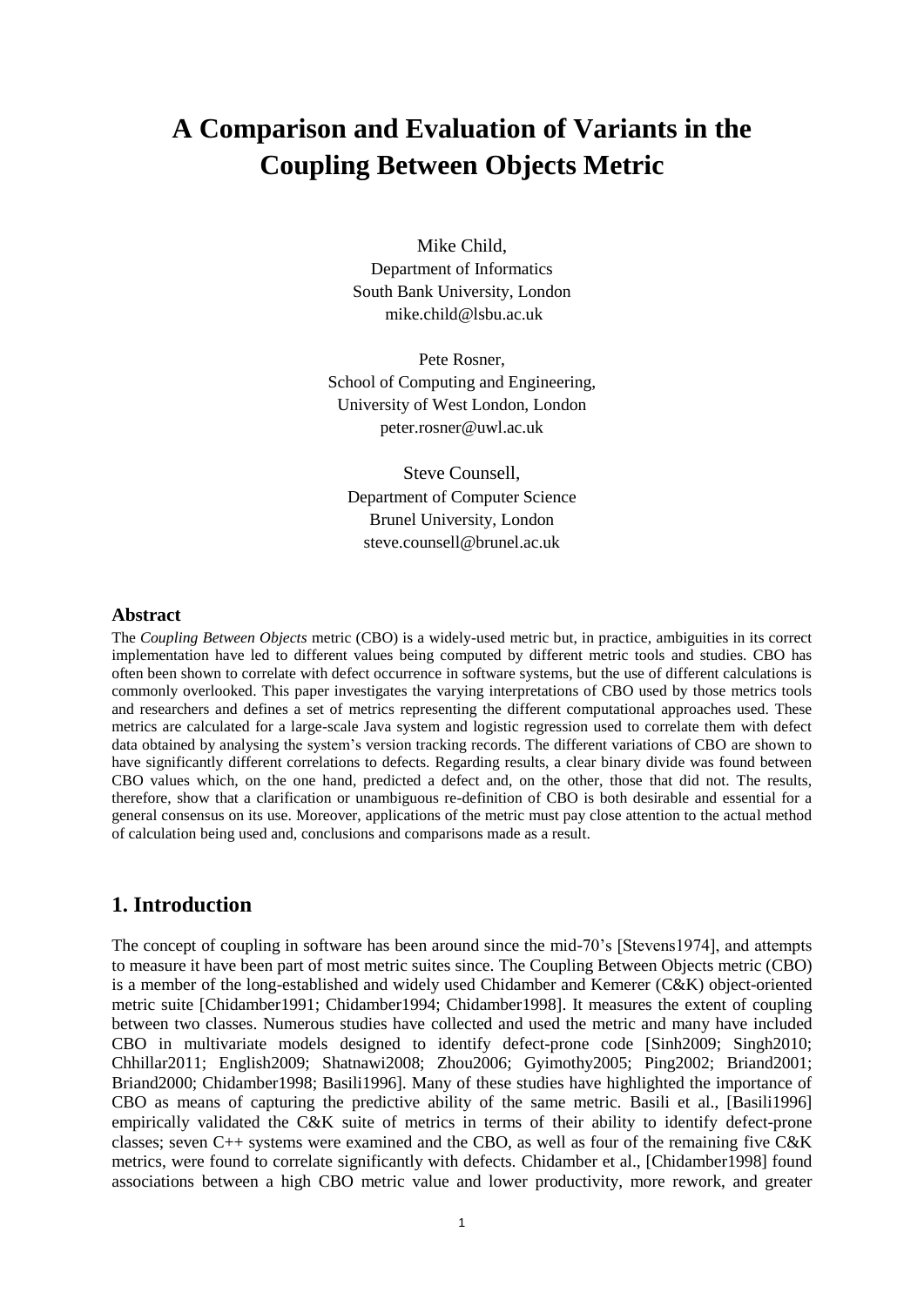# A Comparison and Evaluation of Variants in the Coupling Between Objects Metric

Mike Child,
Department of Informatics
South Bank University, London
mike.child@lsbu.ac.uk

Pete Rosner,
School of Computing and Engineering,
University of West London, London
peter.rosner@uwl.ac.uk

Steve Counsell,
Department of Computer Science
Brunel University, London
steve.counsell@brunel.ac.uk

### Abstract

The *Coupling Between Objects* metric (CBO) is a widely-used metric but, in practice, ambiguities in its correct implementation have led to different values being computed by different metric tools and studies. CBO has often been shown to correlate with defect occurrence in software systems, but the use of different calculations is commonly overlooked. This paper investigates the varying interpretations of CBO used by those metrics tools and researchers and defines a set of metrics representing the different computational approaches used. These metrics are calculated for a large-scale Java system and logistic regression used to correlate them with defect data obtained by analysing the system's version tracking records. The different variations of CBO are shown to have significantly different correlations to defects. Regarding results, a clear binary divide was found between CBO values which, on the one hand, predicted a defect and, on the other, those that did not. The results, therefore, show that a clarification or unambiguous re-definition of CBO is both desirable and essential for a general consensus on its use. Moreover, applications of the metric must pay close attention to the actual method of calculation being used and, conclusions and comparisons made as a result.

## 1. Introduction

The concept of coupling in software has been around since the mid-70's [Stevens1974], and attempts to measure it have been part of most metric suites since. The Coupling Between Objects metric (CBO) is a member of the long-established and widely used Chidamber and Kemerer (C&K) object-oriented metric suite [Chidamber1991; Chidamber1994; Chidamber1998]. It measures the extent of coupling between two classes. Numerous studies have collected and used the metric and many have included CBO in multivariate models designed to identify defect-prone code [Sinh2009; Singh2010; Chhillar2011; English2009; Shatnawi2008; Zhou2006; Gyimothy2005; Ping2002; Briand2001; Briand2000; Chidamber1998; Basili1996]. Many of these studies have highlighted the importance of CBO as means of capturing the predictive ability of the same metric. Basili et al., [Basili1996] empirically validated the C&K suite of metrics in terms of their ability to identify defect-prone classes; seven C++ systems were examined and the CBO, as well as four of the remaining five C&K metrics, were found to correlate significantly with defects. Chidamber et al., [Chidamber1998] found associations between a high CBO metric value and lower productivity, more rework, and greater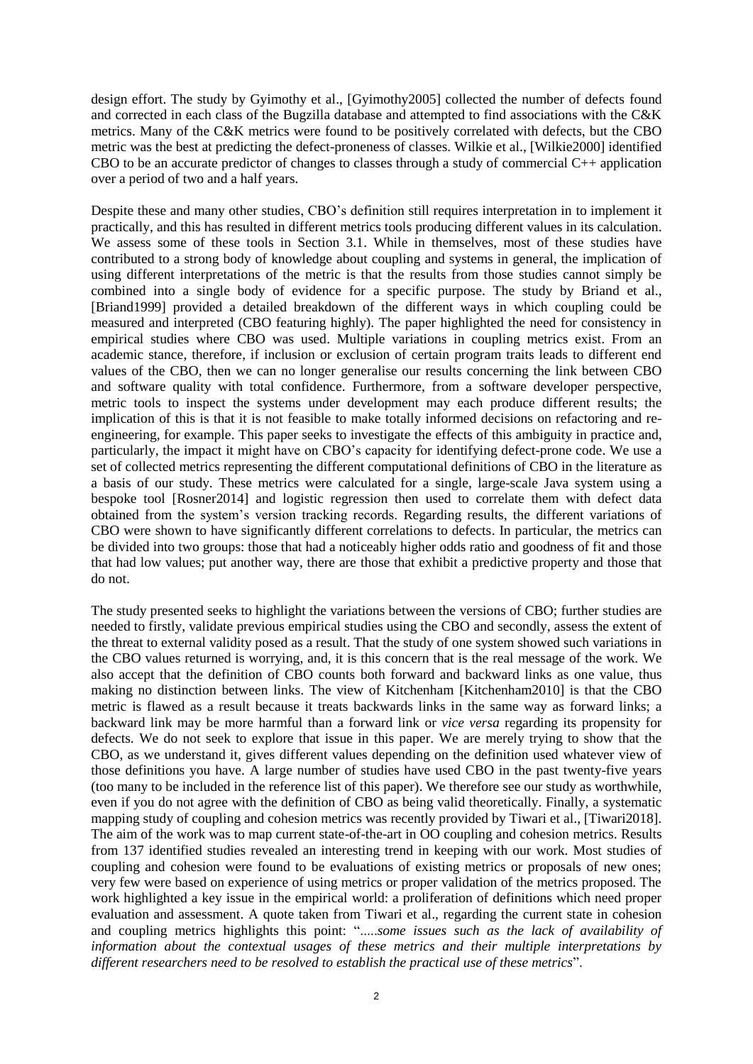design effort. The study by Gyimothy et al., [Gyimothy2005] collected the number of defects found and corrected in each class of the Bugzilla database and attempted to find associations with the C&K metrics. Many of the C&K metrics were found to be positively correlated with defects, but the CBO metric was the best at predicting the defect-proneness of classes. Wilkie et al., [Wilkie2000] identified CBO to be an accurate predictor of changes to classes through a study of commercial C++ application over a period of two and a half years.

Despite these and many other studies, CBO's definition still requires interpretation in to implement it practically, and this has resulted in different metrics tools producing different values in its calculation. We assess some of these tools in Section 3.1. While in themselves, most of these studies have contributed to a strong body of knowledge about coupling and systems in general, the implication of using different interpretations of the metric is that the results from those studies cannot simply be combined into a single body of evidence for a specific purpose. The study by Briand et al., [Briand1999] provided a detailed breakdown of the different ways in which coupling could be measured and interpreted (CBO featuring highly). The paper highlighted the need for consistency in empirical studies where CBO was used. Multiple variations in coupling metrics exist. From an academic stance, therefore, if inclusion or exclusion of certain program traits leads to different end values of the CBO, then we can no longer generalise our results concerning the link between CBO and software quality with total confidence. Furthermore, from a software developer perspective, metric tools to inspect the systems under development may each produce different results; the implication of this is that it is not feasible to make totally informed decisions on refactoring and re-engineering, for example. This paper seeks to investigate the effects of this ambiguity in practice and, particularly, the impact it might have on CBO's capacity for identifying defect-prone code. We use a set of collected metrics representing the different computational definitions of CBO in the literature as a basis of our study. These metrics were calculated for a single, large-scale Java system using a bespoke tool [Rosner2014] and logistic regression then used to correlate them with defect data obtained from the system's version tracking records. Regarding results, the different variations of CBO were shown to have significantly different correlations to defects. In particular, the metrics can be divided into two groups: those that had a noticeably higher odds ratio and goodness of fit and those that had low values; put another way, there are those that exhibit a predictive property and those that do not.

The study presented seeks to highlight the variations between the versions of CBO; further studies are needed to firstly, validate previous empirical studies using the CBO and secondly, assess the extent of the threat to external validity posed as a result. That the study of one system showed such variations in the CBO values returned is worrying, and, it is this concern that is the real message of the work. We also accept that the definition of CBO counts both forward and backward links as one value, thus making no distinction between links. The view of Kitchenham [Kitchenham2010] is that the CBO metric is flawed as a result because it treats backwards links in the same way as forward links; a backward link may be more harmful than a forward link or *vice versa* regarding its propensity for defects. We do not seek to explore that issue in this paper. We are merely trying to show that the CBO, as we understand it, gives different values depending on the definition used whatever view of those definitions you have. A large number of studies have used CBO in the past twenty-five years (too many to be included in the reference list of this paper). We therefore see our study as worthwhile, even if you do not agree with the definition of CBO as being valid theoretically. Finally, a systematic mapping study of coupling and cohesion metrics was recently provided by Tiwari et al., [Tiwari2018]. The aim of the work was to map current state-of-the-art in OO coupling and cohesion metrics. Results from 137 identified studies revealed an interesting trend in keeping with our work. Most studies of coupling and cohesion were found to be evaluations of existing metrics or proposals of new ones; very few were based on experience of using metrics or proper validation of the metrics proposed. The work highlighted a key issue in the empirical world: a proliferation of definitions which need proper evaluation and assessment. A quote taken from Tiwari et al., regarding the current state in cohesion and coupling metrics highlights this point: "*.....some issues such as the lack of availability of information about the contextual usages of these metrics and their multiple interpretations by different researchers need to be resolved to establish the practical use of these metrics*".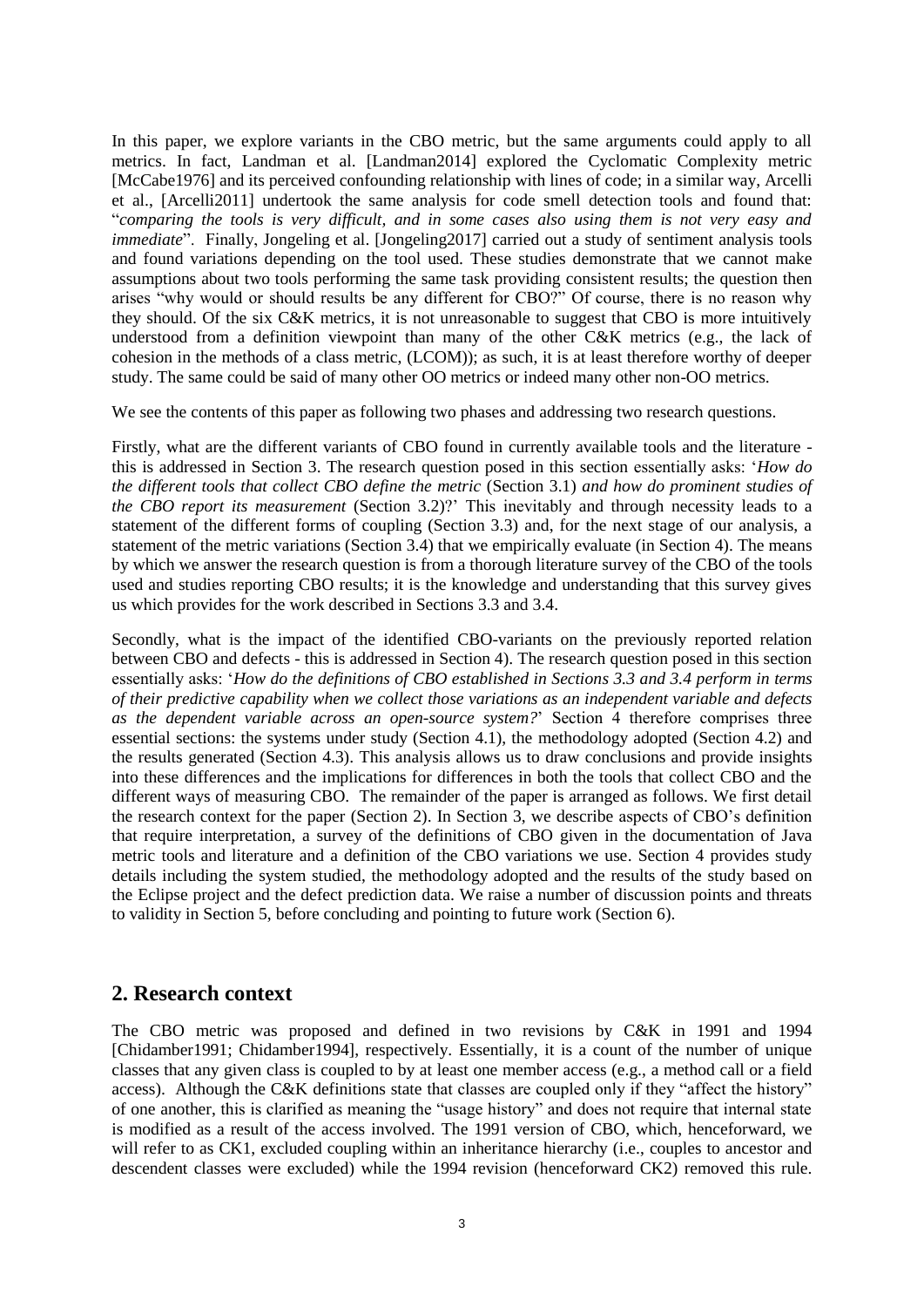In this paper, we explore variants in the CBO metric, but the same arguments could apply to all metrics. In fact, Landman et al. [Landman2014] explored the Cyclomatic Complexity metric [McCabe1976] and its perceived confounding relationship with lines of code; in a similar way, Arcelli et al., [Arcelli2011] undertook the same analysis for code smell detection tools and found that: "*comparing the tools is very difficult, and in some cases also using them is not very easy and immediate*". Finally, Jongeling et al. [Jongeling2017] carried out a study of sentiment analysis tools and found variations depending on the tool used. These studies demonstrate that we cannot make assumptions about two tools performing the same task providing consistent results; the question then arises "why would or should results be any different for CBO?" Of course, there is no reason why they should. Of the six C&K metrics, it is not unreasonable to suggest that CBO is more intuitively understood from a definition viewpoint than many of the other C&K metrics (e.g., the lack of cohesion in the methods of a class metric, (LCOM)); as such, it is at least therefore worthy of deeper study. The same could be said of many other OO metrics or indeed many other non-OO metrics.

We see the contents of this paper as following two phases and addressing two research questions.

Firstly, what are the different variants of CBO found in currently available tools and the literature - this is addressed in Section 3. The research question posed in this section essentially asks: '*How do the different tools that collect CBO define the metric* (Section 3.1) *and how do prominent studies of the CBO report its measurement* (Section 3.2)?' This inevitably and through necessity leads to a statement of the different forms of coupling (Section 3.3) and, for the next stage of our analysis, a statement of the metric variations (Section 3.4) that we empirically evaluate (in Section 4). The means by which we answer the research question is from a thorough literature survey of the CBO of the tools used and studies reporting CBO results; it is the knowledge and understanding that this survey gives us which provides for the work described in Sections 3.3 and 3.4.

Secondly, what is the impact of the identified CBO-variants on the previously reported relation between CBO and defects - this is addressed in Section 4). The research question posed in this section essentially asks: '*How do the definitions of CBO established in Sections 3.3 and 3.4 perform in terms of their predictive capability when we collect those variations as an independent variable and defects as the dependent variable across an open-source system?*' Section 4 therefore comprises three essential sections: the systems under study (Section 4.1), the methodology adopted (Section 4.2) and the results generated (Section 4.3). This analysis allows us to draw conclusions and provide insights into these differences and the implications for differences in both the tools that collect CBO and the different ways of measuring CBO. The remainder of the paper is arranged as follows. We first detail the research context for the paper (Section 2). In Section 3, we describe aspects of CBO's definition that require interpretation, a survey of the definitions of CBO given in the documentation of Java metric tools and literature and a definition of the CBO variations we use. Section 4 provides study details including the system studied, the methodology adopted and the results of the study based on the Eclipse project and the defect prediction data. We raise a number of discussion points and threats to validity in Section 5, before concluding and pointing to future work (Section 6).

## 2. Research context

The CBO metric was proposed and defined in two revisions by C&K in 1991 and 1994 [Chidamber1991; Chidamber1994], respectively. Essentially, it is a count of the number of unique classes that any given class is coupled to by at least one member access (e.g., a method call or a field access). Although the C&K definitions state that classes are coupled only if they "affect the history" of one another, this is clarified as meaning the "usage history" and does not require that internal state is modified as a result of the access involved. The 1991 version of CBO, which, henceforward, we will refer to as CK1, excluded coupling within an inheritance hierarchy (i.e., couples to ancestor and descendent classes were excluded) while the 1994 revision (henceforward CK2) removed this rule.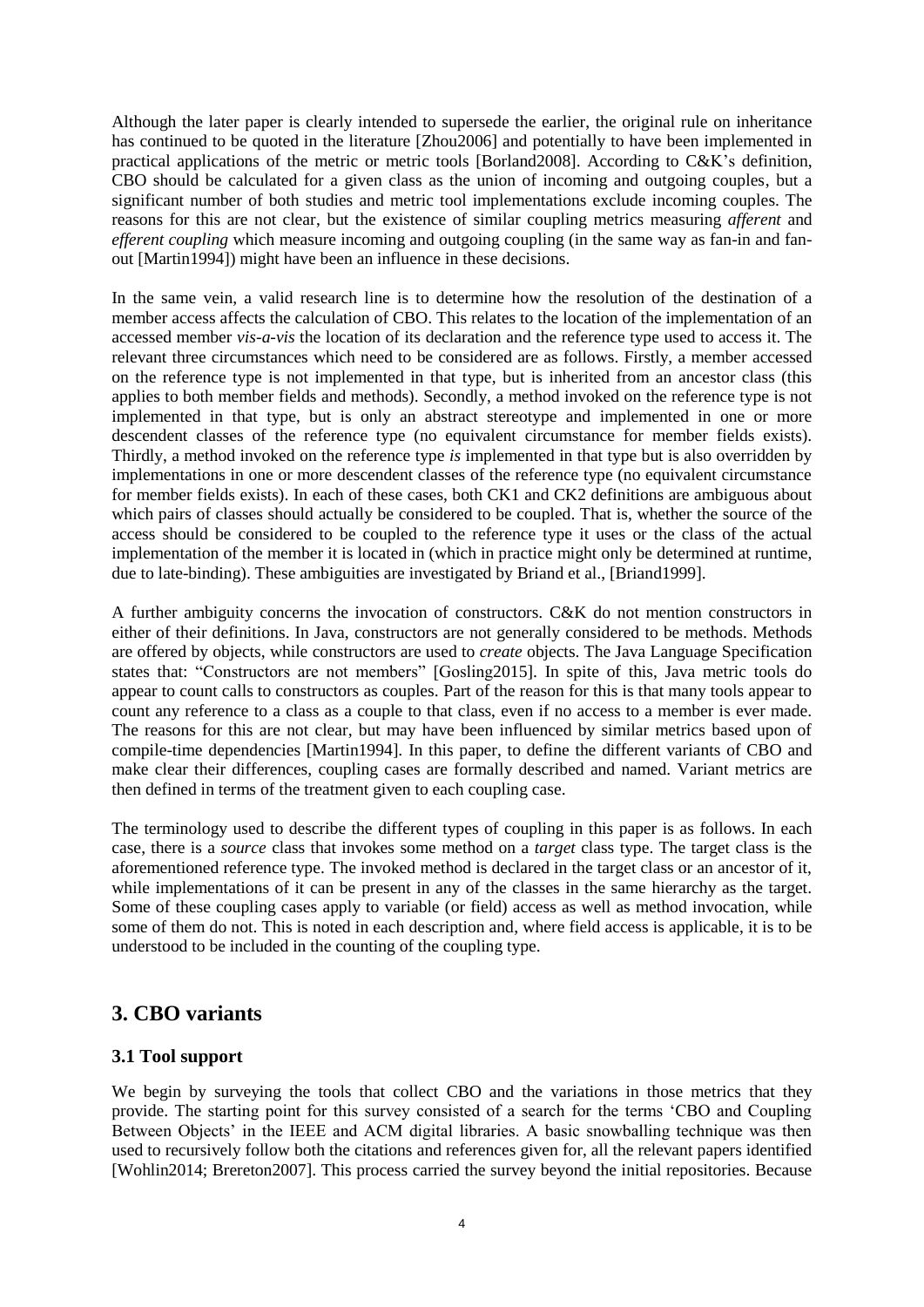Although the later paper is clearly intended to supersede the earlier, the original rule on inheritance has continued to be quoted in the literature [Zhou2006] and potentially to have been implemented in practical applications of the metric or metric tools [Borland2008]. According to C&K's definition, CBO should be calculated for a given class as the union of incoming and outgoing couples, but a significant number of both studies and metric tool implementations exclude incoming couples. The reasons for this are not clear, but the existence of similar coupling metrics measuring *afferent* and *efferent coupling* which measure incoming and outgoing coupling (in the same way as fan-in and fan-out [Martin1994]) might have been an influence in these decisions.

In the same vein, a valid research line is to determine how the resolution of the destination of a member access affects the calculation of CBO. This relates to the location of the implementation of an accessed member *vis-a-vis* the location of its declaration and the reference type used to access it. The relevant three circumstances which need to be considered are as follows. Firstly, a member accessed on the reference type is not implemented in that type, but is inherited from an ancestor class (this applies to both member fields and methods). Secondly, a method invoked on the reference type is not implemented in that type, but is only an abstract stereotype and implemented in one or more descendent classes of the reference type (no equivalent circumstance for member fields exists). Thirdly, a method invoked on the reference type *is* implemented in that type but is also overridden by implementations in one or more descendent classes of the reference type (no equivalent circumstance for member fields exists). In each of these cases, both CK1 and CK2 definitions are ambiguous about which pairs of classes should actually be considered to be coupled. That is, whether the source of the access should be considered to be coupled to the reference type it uses or the class of the actual implementation of the member it is located in (which in practice might only be determined at runtime, due to late-binding). These ambiguities are investigated by Briand et al., [Briand1999].

A further ambiguity concerns the invocation of constructors. C&K do not mention constructors in either of their definitions. In Java, constructors are not generally considered to be methods. Methods are offered by objects, while constructors are used to *create* objects. The Java Language Specification states that: "Constructors are not members" [Gosling2015]. In spite of this, Java metric tools do appear to count calls to constructors as couples. Part of the reason for this is that many tools appear to count any reference to a class as a couple to that class, even if no access to a member is ever made. The reasons for this are not clear, but may have been influenced by similar metrics based upon of compile-time dependencies [Martin1994]. In this paper, to define the different variants of CBO and make clear their differences, coupling cases are formally described and named. Variant metrics are then defined in terms of the treatment given to each coupling case.

The terminology used to describe the different types of coupling in this paper is as follows. In each case, there is a *source* class that invokes some method on a *target* class type. The target class is the aforementioned reference type. The invoked method is declared in the target class or an ancestor of it, while implementations of it can be present in any of the classes in the same hierarchy as the target. Some of these coupling cases apply to variable (or field) access as well as method invocation, while some of them do not. This is noted in each description and, where field access is applicable, it is to be understood to be included in the counting of the coupling type.

## 3. CBO variants

### 3.1 Tool support

We begin by surveying the tools that collect CBO and the variations in those metrics that they provide. The starting point for this survey consisted of a search for the terms 'CBO and Coupling Between Objects' in the IEEE and ACM digital libraries. A basic snowballing technique was then used to recursively follow both the citations and references given for, all the relevant papers identified [Wohlin2014; Brereton2007]. This process carried the survey beyond the initial repositories. Because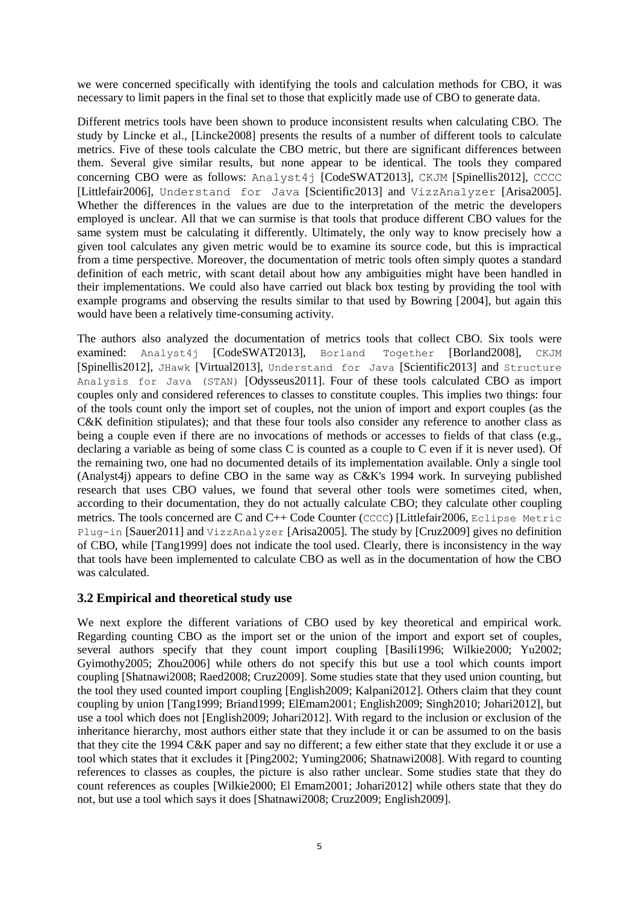we were concerned specifically with identifying the tools and calculation methods for CBO, it was necessary to limit papers in the final set to those that explicitly made use of CBO to generate data.

Different metrics tools have been shown to produce inconsistent results when calculating CBO. The study by Lincke et al., [Lincke2008] presents the results of a number of different tools to calculate metrics. Five of these tools calculate the CBO metric, but there are significant differences between them. Several give similar results, but none appear to be identical. The tools they compared concerning CBO were as follows: `Analyst4j` [CodeSWAT2013], `CKJM` [Spinellis2012], `CCCC` [Littlefair2006], `Understand for Java` [Scientific2013] and `VizzAnalyzer` [Arisa2005]. Whether the differences in the values are due to the interpretation of the metric the developers employed is unclear. All that we can surmise is that tools that produce different CBO values for the same system must be calculating it differently. Ultimately, the only way to know precisely how a given tool calculates any given metric would be to examine its source code, but this is impractical from a time perspective. Moreover, the documentation of metric tools often simply quotes a standard definition of each metric, with scant detail about how any ambiguities might have been handled in their implementations. We could also have carried out black box testing by providing the tool with example programs and observing the results similar to that used by Bowring [2004], but again this would have been a relatively time-consuming activity.

The authors also analyzed the documentation of metrics tools that collect CBO. Six tools were examined: `Analyst4j` [CodeSWAT2013], `Borland Together` [Borland2008], `CKJM` [Spinellis2012], `JHawk` [Virtual2013], `Understand for Java` [Scientific2013] and `Structure Analysis for Java (STAN)` [Odysseus2011]. Four of these tools calculated CBO as import couples only and considered references to classes to constitute couples. This implies two things: four of the tools count only the import set of couples, not the union of import and export couples (as the C&K definition stipulates); and that these four tools also consider any reference to another class as being a couple even if there are no invocations of methods or accesses to fields of that class (e.g., declaring a variable as being of some class C is counted as a couple to C even if it is never used). Of the remaining two, one had no documented details of its implementation available. Only a single tool (Analyst4j) appears to define CBO in the same way as C&K's 1994 work. In surveying published research that uses CBO values, we found that several other tools were sometimes cited, when, according to their documentation, they do not actually calculate CBO; they calculate other coupling metrics. The tools concerned are C and C++ Code Counter (`CCCC`) [Littlefair2006, `Eclipse Metric Plug-in` [Sauer2011] and `VizzAnalyzer` [Arisa2005]. The study by [Cruz2009] gives no definition of CBO, while [Tang1999] does not indicate the tool used. Clearly, there is inconsistency in the way that tools have been implemented to calculate CBO as well as in the documentation of how the CBO was calculated.

### 3.2 Empirical and theoretical study use

We next explore the different variations of CBO used by key theoretical and empirical work. Regarding counting CBO as the import set or the union of the import and export set of couples, several authors specify that they count import coupling [Basili1996; Wilkie2000; Yu2002; Gyimothy2005; Zhou2006] while others do not specify this but use a tool which counts import coupling [Shatnawi2008; Raed2008; Cruz2009]. Some studies state that they used union counting, but the tool they used counted import coupling [English2009; Kalpani2012]. Others claim that they count coupling by union [Tang1999; Briand1999; ElEmam2001; English2009; Singh2010; Johari2012], but use a tool which does not [English2009; Johari2012]. With regard to the inclusion or exclusion of the inheritance hierarchy, most authors either state that they include it or can be assumed to on the basis that they cite the 1994 C&K paper and say no different; a few either state that they exclude it or use a tool which states that it excludes it [Ping2002; Yuming2006; Shatnawi2008]. With regard to counting references to classes as couples, the picture is also rather unclear. Some studies state that they do count references as couples [Wilkie2000; El Emam2001; Johari2012] while others state that they do not, but use a tool which says it does [Shatnawi2008; Cruz2009; English2009].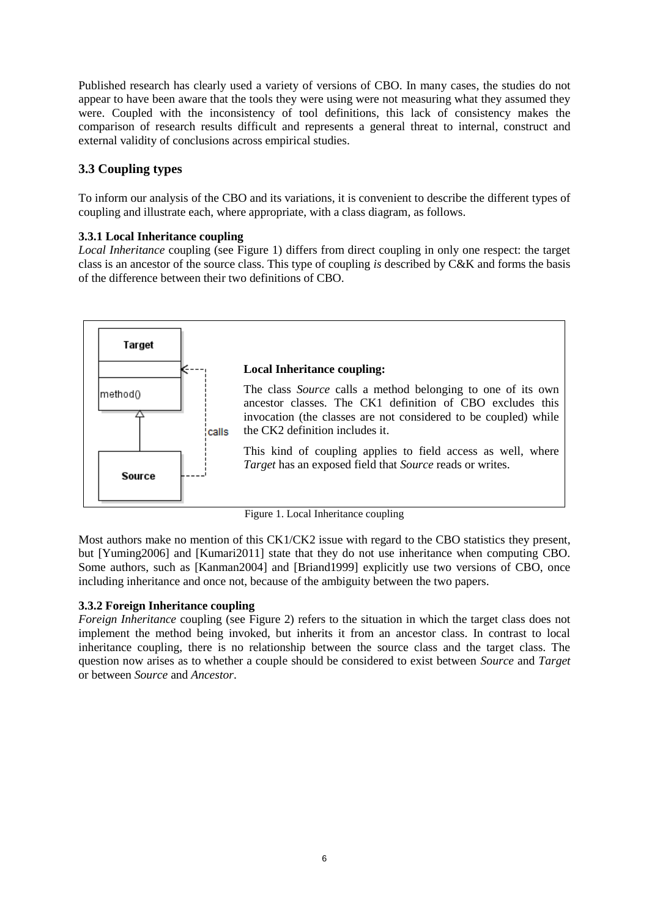Published research has clearly used a variety of versions of CBO. In many cases, the studies do not appear to have been aware that the tools they were using were not measuring what they assumed they were. Coupled with the inconsistency of tool definitions, this lack of consistency makes the comparison of research results difficult and represents a general threat to internal, construct and external validity of conclusions across empirical studies.

## 3.3 Coupling types

To inform our analysis of the CBO and its variations, it is convenient to describe the different types of coupling and illustrate each, where appropriate, with a class diagram, as follows.

### 3.3.1 Local Inheritance coupling

*Local Inheritance* coupling (see Figure 1) differs from direct coupling in only one respect: the target class is an ancestor of the source class. This type of coupling *is* described by C&K and forms the basis of the difference between their two definitions of CBO.

Target

method()

calls

Source

**Local Inheritance coupling:**

The class *Source* calls a method belonging to one of its own ancestor classes. The CK1 definition of CBO excludes this invocation (the classes are not considered to be coupled) while the CK2 definition includes it.

This kind of coupling applies to field access as well, where *Target* has an exposed field that *Source* reads or writes.

Figure 1. Local Inheritance coupling

Most authors make no mention of this CK1/CK2 issue with regard to the CBO statistics they present, but [Yuming2006] and [Kumari2011] state that they do not use inheritance when computing CBO. Some authors, such as [Kanman2004] and [Briand1999] explicitly use two versions of CBO, once including inheritance and once not, because of the ambiguity between the two papers.

### 3.3.2 Foreign Inheritance coupling

*Foreign Inheritance* coupling (see Figure 2) refers to the situation in which the target class does not implement the method being invoked, but inherits it from an ancestor class. In contrast to local inheritance coupling, there is no relationship between the source class and the target class. The question now arises as to whether a couple should be considered to exist between *Source* and *Target* or between *Source* and *Ancestor*.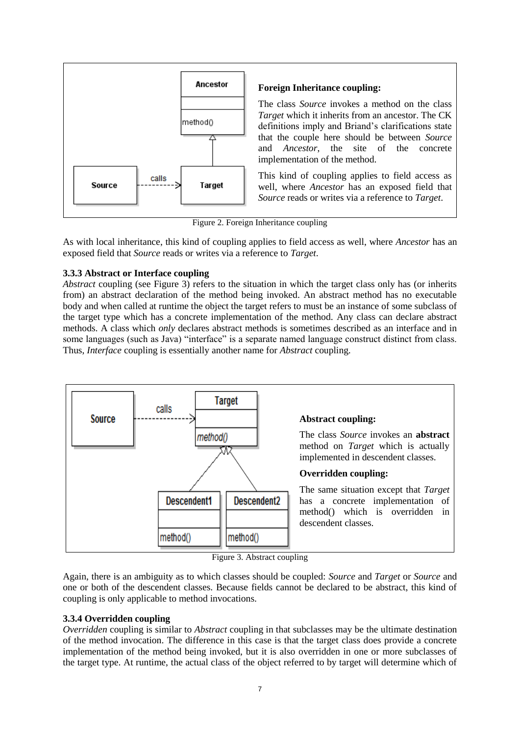**Foreign Inheritance coupling:**

The class *Source* invokes a method on the class *Target* which it inherits from an ancestor. The CK definitions imply and Briand's clarifications state that the couple here should be between *Source* and *Ancestor*, the site of the concrete implementation of the method.

This kind of coupling applies to field access as well, where *Ancestor* has an exposed field that *Source* reads or writes via a reference to *Target*.

Figure 2. Foreign Inheritance coupling

As with local inheritance, this kind of coupling applies to field access as well, where *Ancestor* has an exposed field that *Source* reads or writes via a reference to *Target*.

### 3.3.3 Abstract or Interface coupling

*Abstract* coupling (see Figure 3) refers to the situation in which the target class only has (or inherits from) an abstract declaration of the method being invoked. An abstract method has no executable body and when called at runtime the object the target refers to must be an instance of some subclass of the target type which has a concrete implementation of the method. Any class can declare abstract methods. A class which *only* declares abstract methods is sometimes described as an interface and in some languages (such as Java) "interface" is a separate named language construct distinct from class. Thus, *Interface* coupling is essentially another name for *Abstract* coupling.

**Abstract coupling:**

The class *Source* invokes an **abstract** method on *Target* which is actually implemented in descendent classes.

**Overridden coupling:**

The same situation except that *Target* has a concrete implementation of method() which is overridden in descendent classes.

Figure 3. Abstract coupling

Again, there is an ambiguity as to which classes should be coupled: *Source* and *Target* or *Source* and one or both of the descendent classes. Because fields cannot be declared to be abstract, this kind of coupling is only applicable to method invocations.

### 3.3.4 Overridden coupling

*Overridden* coupling is similar to *Abstract* coupling in that subclasses may be the ultimate destination of the method invocation. The difference in this case is that the target class does provide a concrete implementation of the method being invoked, but it is also overridden in one or more subclasses of the target type. At runtime, the actual class of the object referred to by target will determine which of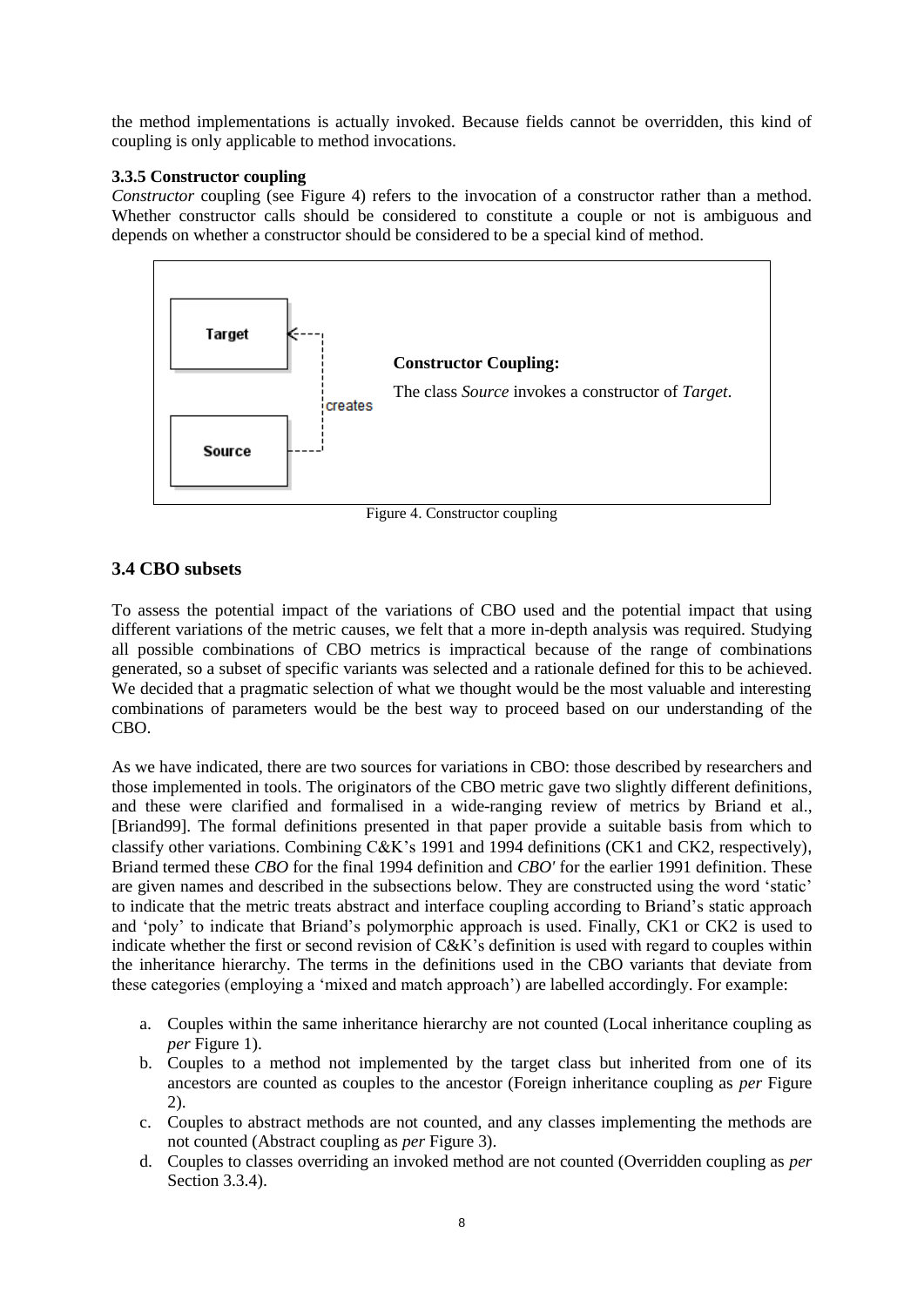the method implementations is actually invoked. Because fields cannot be overridden, this kind of coupling is only applicable to method invocations.

**3.3.5 Constructor coupling**

*Constructor* coupling (see Figure 4) refers to the invocation of a constructor rather than a method. Whether constructor calls should be considered to constitute a couple or not is ambiguous and depends on whether a constructor should be considered to be a special kind of method.

**Constructor Coupling:**

The class *Source* invokes a constructor of *Target*.

Figure 4. Constructor coupling

## 3.4 CBO subsets

To assess the potential impact of the variations of CBO used and the potential impact that using different variations of the metric causes, we felt that a more in-depth analysis was required. Studying all possible combinations of CBO metrics is impractical because of the range of combinations generated, so a subset of specific variants was selected and a rationale defined for this to be achieved. We decided that a pragmatic selection of what we thought would be the most valuable and interesting combinations of parameters would be the best way to proceed based on our understanding of the CBO.

As we have indicated, there are two sources for variations in CBO: those described by researchers and those implemented in tools. The originators of the CBO metric gave two slightly different definitions, and these were clarified and formalised in a wide-ranging review of metrics by Briand et al., [Briand99]. The formal definitions presented in that paper provide a suitable basis from which to classify other variations. Combining C&K's 1991 and 1994 definitions (CK1 and CK2, respectively), Briand termed these *CBO* for the final 1994 definition and *CBO'* for the earlier 1991 definition. These are given names and described in the subsections below. They are constructed using the word 'static' to indicate that the metric treats abstract and interface coupling according to Briand's static approach and 'poly' to indicate that Briand's polymorphic approach is used. Finally, CK1 or CK2 is used to indicate whether the first or second revision of C&K's definition is used with regard to couples within the inheritance hierarchy. The terms in the definitions used in the CBO variants that deviate from these categories (employing a 'mixed and match approach') are labelled accordingly. For example:

a. Couples within the same inheritance hierarchy are not counted (Local inheritance coupling as *per* Figure 1).
b. Couples to a method not implemented by the target class but inherited from one of its ancestors are counted as couples to the ancestor (Foreign inheritance coupling as *per* Figure 2).
c. Couples to abstract methods are not counted, and any classes implementing the methods are not counted (Abstract coupling as *per* Figure 3).
d. Couples to classes overriding an invoked method are not counted (Overridden coupling as *per* Section 3.3.4).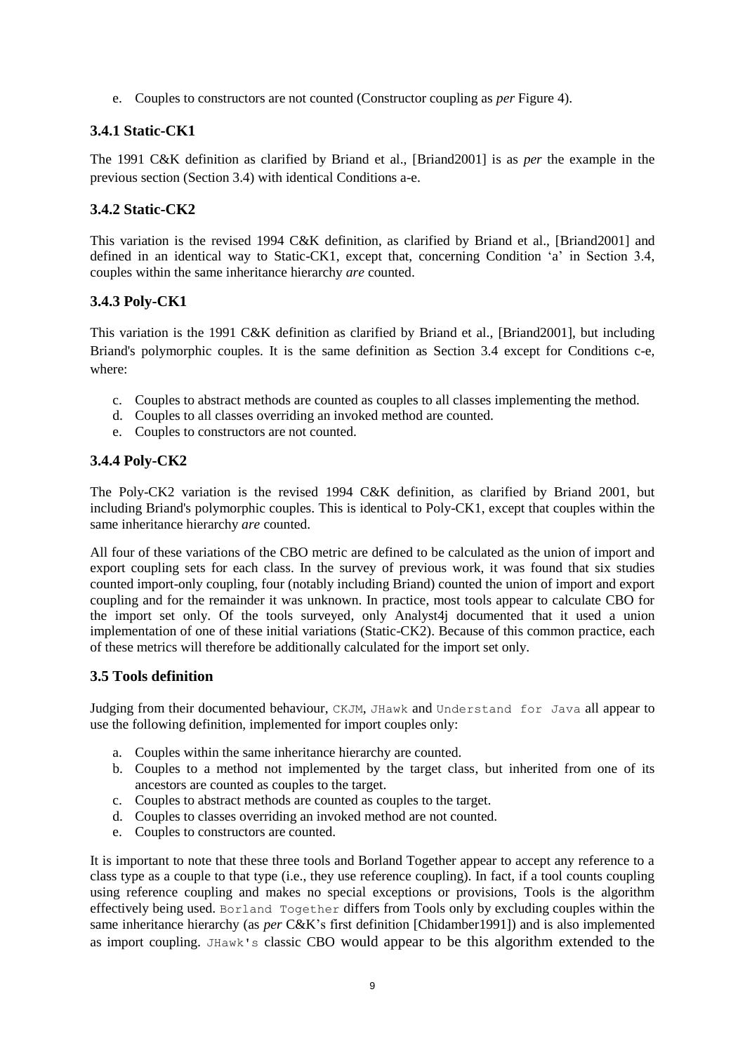e. Couples to constructors are not counted (Constructor coupling as *per* Figure 4).

### 3.4.1 Static-CK1

The 1991 C&K definition as clarified by Briand et al., [Briand2001] is as *per* the example in the previous section (Section 3.4) with identical Conditions a-e.

### 3.4.2 Static-CK2

This variation is the revised 1994 C&K definition, as clarified by Briand et al., [Briand2001] and defined in an identical way to Static-CK1, except that, concerning Condition 'a' in Section 3.4, couples within the same inheritance hierarchy *are* counted.

### 3.4.3 Poly-CK1

This variation is the 1991 C&K definition as clarified by Briand et al., [Briand2001], but including Briand's polymorphic couples. It is the same definition as Section 3.4 except for Conditions c-e, where:

c. Couples to abstract methods are counted as couples to all classes implementing the method.
d. Couples to all classes overriding an invoked method are counted.
e. Couples to constructors are not counted.

### 3.4.4 Poly-CK2

The Poly-CK2 variation is the revised 1994 C&K definition, as clarified by Briand 2001, but including Briand's polymorphic couples. This is identical to Poly-CK1, except that couples within the same inheritance hierarchy *are* counted.

All four of these variations of the CBO metric are defined to be calculated as the union of import and export coupling sets for each class. In the survey of previous work, it was found that six studies counted import-only coupling, four (notably including Briand) counted the union of import and export coupling and for the remainder it was unknown. In practice, most tools appear to calculate CBO for the import set only. Of the tools surveyed, only Analyst4j documented that it used a union implementation of one of these initial variations (Static-CK2). Because of this common practice, each of these metrics will therefore be additionally calculated for the import set only.

## 3.5 Tools definition

Judging from their documented behaviour, `CKJM`, `JHawk` and `Understand for Java` all appear to use the following definition, implemented for import couples only:

a. Couples within the same inheritance hierarchy are counted.
b. Couples to a method not implemented by the target class, but inherited from one of its ancestors are counted as couples to the target.
c. Couples to abstract methods are counted as couples to the target.
d. Couples to classes overriding an invoked method are not counted.
e. Couples to constructors are counted.

It is important to note that these three tools and Borland Together appear to accept any reference to a class type as a couple to that type (i.e., they use reference coupling). In fact, if a tool counts coupling using reference coupling and makes no special exceptions or provisions, Tools is the algorithm effectively being used. `Borland Together` differs from Tools only by excluding couples within the same inheritance hierarchy (as *per* C&K's first definition [Chidamber1991]) and is also implemented as import coupling. `JHawk's` classic CBO would appear to be this algorithm extended to the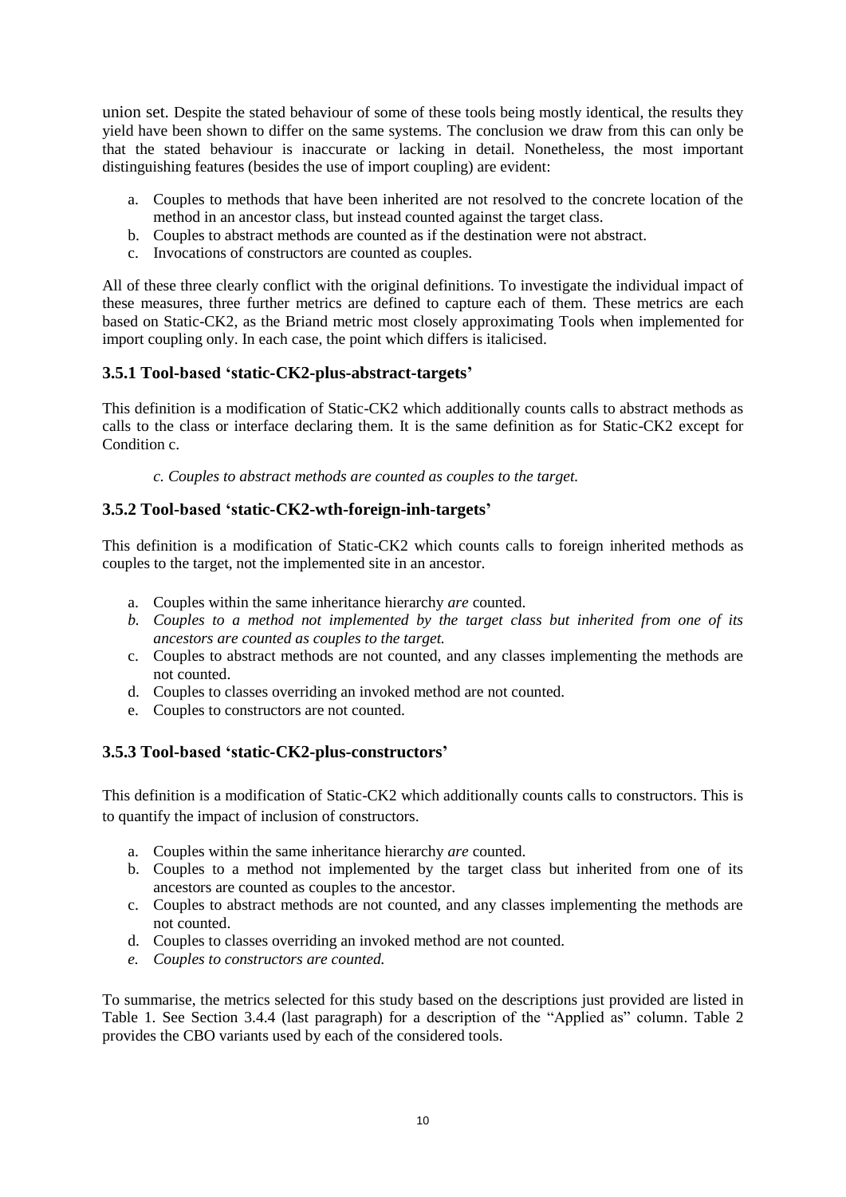union set. Despite the stated behaviour of some of these tools being mostly identical, the results they yield have been shown to differ on the same systems. The conclusion we draw from this can only be that the stated behaviour is inaccurate or lacking in detail. Nonetheless, the most important distinguishing features (besides the use of import coupling) are evident:

a. Couples to methods that have been inherited are not resolved to the concrete location of the method in an ancestor class, but instead counted against the target class.
b. Couples to abstract methods are counted as if the destination were not abstract.
c. Invocations of constructors are counted as couples.

All of these three clearly conflict with the original definitions. To investigate the individual impact of these measures, three further metrics are defined to capture each of them. These metrics are each based on Static-CK2, as the Briand metric most closely approximating Tools when implemented for import coupling only. In each case, the point which differs is italicised.

### 3.5.1 Tool-based 'static-CK2-plus-abstract-targets'

This definition is a modification of Static-CK2 which additionally counts calls to abstract methods as calls to the class or interface declaring them. It is the same definition as for Static-CK2 except for Condition c.

*c. Couples to abstract methods are counted as couples to the target.*

### 3.5.2 Tool-based 'static-CK2-wth-foreign-inh-targets'

This definition is a modification of Static-CK2 which counts calls to foreign inherited methods as couples to the target, not the implemented site in an ancestor.

a. Couples within the same inheritance hierarchy *are* counted.
*b. Couples to a method not implemented by the target class but inherited from one of its ancestors are counted as couples to the target.*
c. Couples to abstract methods are not counted, and any classes implementing the methods are not counted.
d. Couples to classes overriding an invoked method are not counted.
e. Couples to constructors are not counted.

### 3.5.3 Tool-based 'static-CK2-plus-constructors'

This definition is a modification of Static-CK2 which additionally counts calls to constructors. This is to quantify the impact of inclusion of constructors.

a. Couples within the same inheritance hierarchy *are* counted.
b. Couples to a method not implemented by the target class but inherited from one of its ancestors are counted as couples to the ancestor.
c. Couples to abstract methods are not counted, and any classes implementing the methods are not counted.
d. Couples to classes overriding an invoked method are not counted.
*e. Couples to constructors are counted.*

To summarise, the metrics selected for this study based on the descriptions just provided are listed in Table 1. See Section 3.4.4 (last paragraph) for a description of the "Applied as" column. Table 2 provides the CBO variants used by each of the considered tools.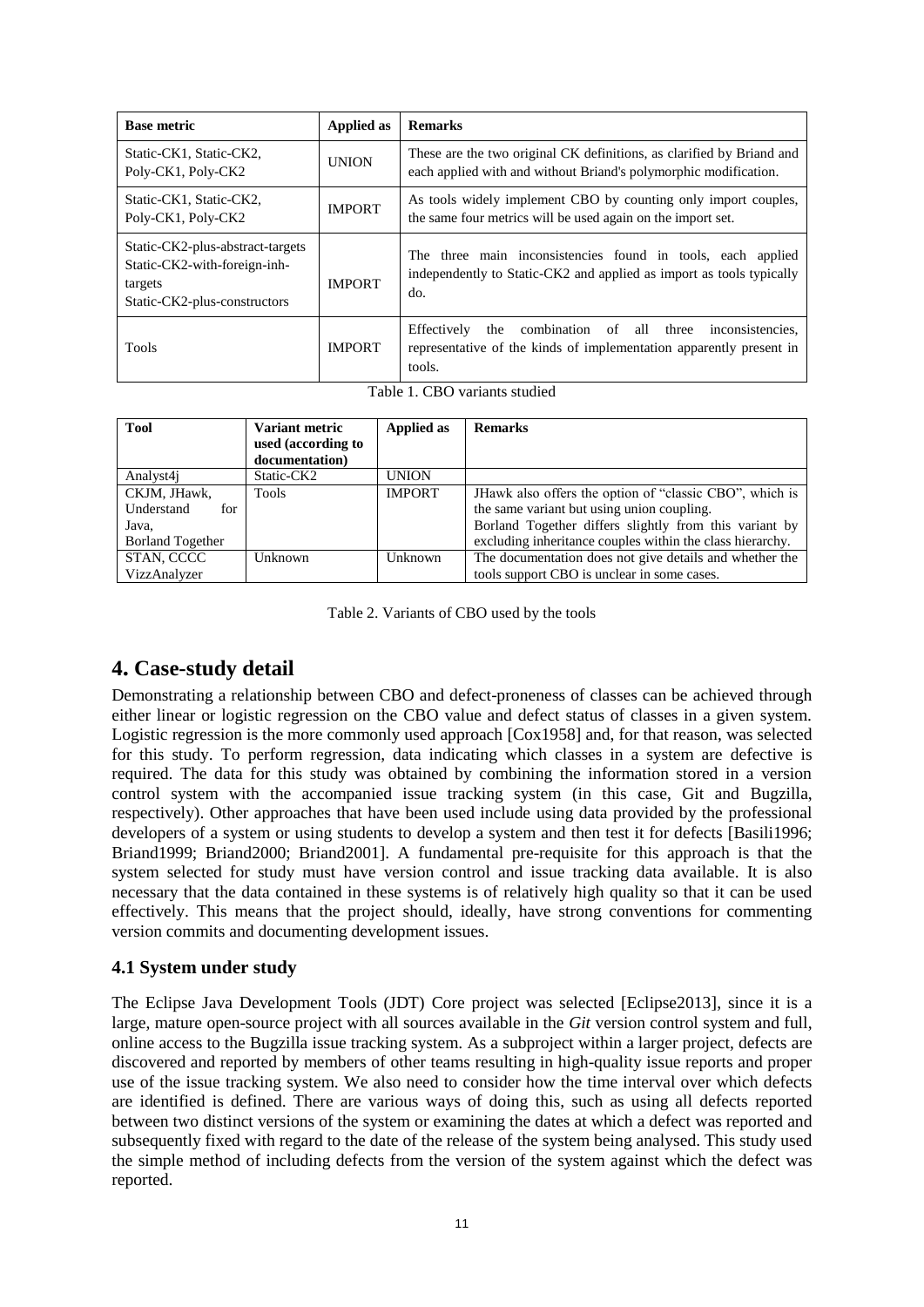| Base metric | Applied as | Remarks |
|---|---|---|
| Static-CK1, Static-CK2, Poly-CK1, Poly-CK2 | UNION | These are the two original CK definitions, as clarified by Briand and each applied with and without Briand's polymorphic modification. |
| Static-CK1, Static-CK2, Poly-CK1, Poly-CK2 | IMPORT | As tools widely implement CBO by counting only import couples, the same four metrics will be used again on the import set. |
| Static-CK2-plus-abstract-targets Static-CK2-with-foreign-inh-targets Static-CK2-plus-constructors | IMPORT | The three main inconsistencies found in tools, each applied independently to Static-CK2 and applied as import as tools typically do. |
| Tools | IMPORT | Effectively the combination of all three inconsistencies, representative of the kinds of implementation apparently present in tools. |

Table 1. CBO variants studied

| Tool | Variant metric used (according to documentation) | Applied as | Remarks |
|---|---|---|---|
| Analyst4j | Static-CK2 | UNION | |
| CKJM, JHawk, Understand for Java, Borland Together | Tools | IMPORT | JHawk also offers the option of "classic CBO", which is the same variant but using union coupling. Borland Together differs slightly from this variant by excluding inheritance couples within the class hierarchy. |
| STAN, CCCC VizzAnalyzer | Unknown | Unknown | The documentation does not give details and whether the tools support CBO is unclear in some cases. |

Table 2. Variants of CBO used by the tools

## 4. Case-study detail

Demonstrating a relationship between CBO and defect-proneness of classes can be achieved through either linear or logistic regression on the CBO value and defect status of classes in a given system. Logistic regression is the more commonly used approach [Cox1958] and, for that reason, was selected for this study. To perform regression, data indicating which classes in a system are defective is required. The data for this study was obtained by combining the information stored in a version control system with the accompanied issue tracking system (in this case, Git and Bugzilla, respectively). Other approaches that have been used include using data provided by the professional developers of a system or using students to develop a system and then test it for defects [Basili1996; Briand1999; Briand2000; Briand2001]. A fundamental pre-requisite for this approach is that the system selected for study must have version control and issue tracking data available. It is also necessary that the data contained in these systems is of relatively high quality so that it can be used effectively. This means that the project should, ideally, have strong conventions for commenting version commits and documenting development issues.

### 4.1 System under study

The Eclipse Java Development Tools (JDT) Core project was selected [Eclipse2013], since it is a large, mature open-source project with all sources available in the *Git* version control system and full, online access to the Bugzilla issue tracking system. As a subproject within a larger project, defects are discovered and reported by members of other teams resulting in high-quality issue reports and proper use of the issue tracking system. We also need to consider how the time interval over which defects are identified is defined. There are various ways of doing this, such as using all defects reported between two distinct versions of the system or examining the dates at which a defect was reported and subsequently fixed with regard to the date of the release of the system being analysed. This study used the simple method of including defects from the version of the system against which the defect was reported.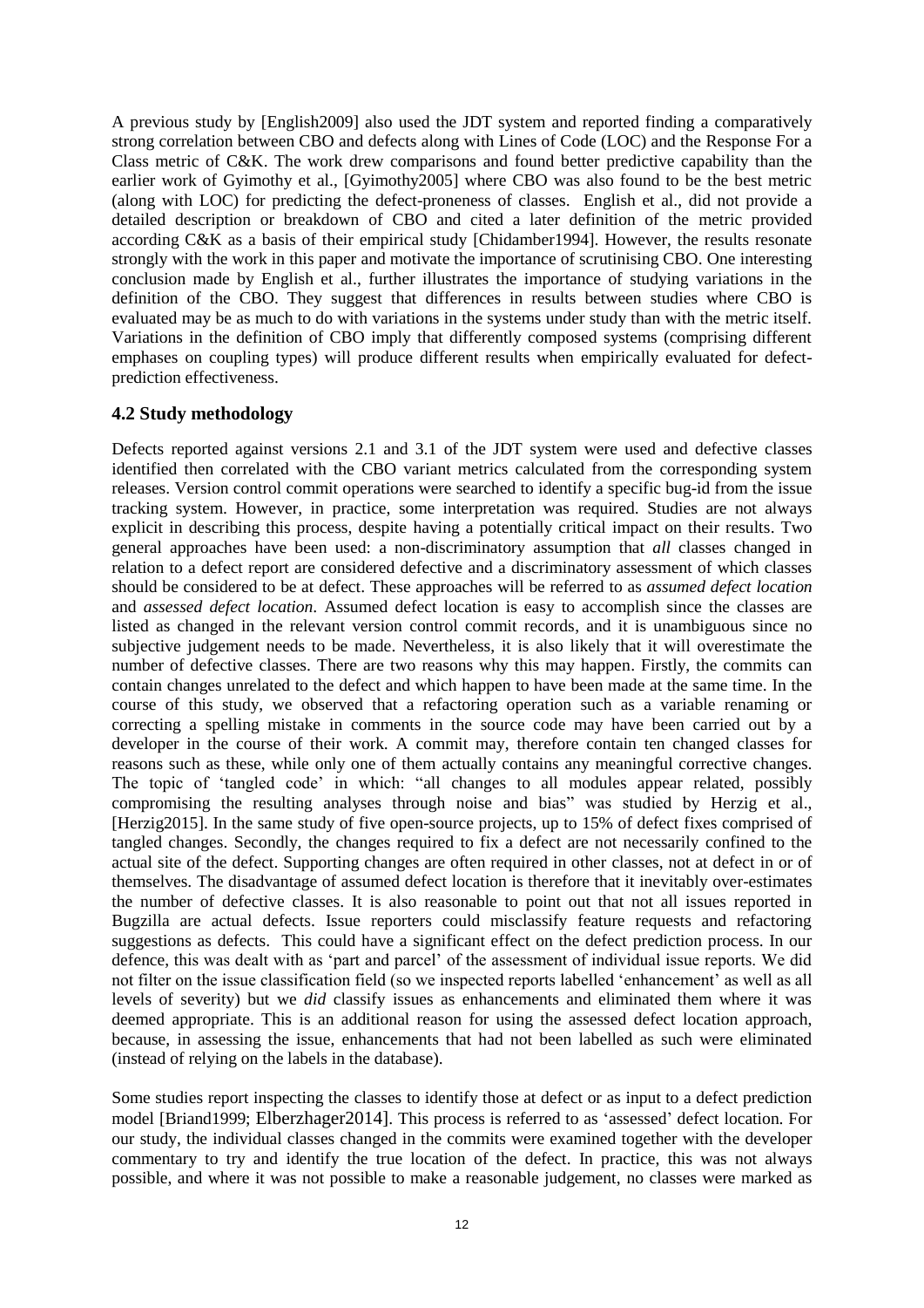A previous study by [English2009] also used the JDT system and reported finding a comparatively strong correlation between CBO and defects along with Lines of Code (LOC) and the Response For a Class metric of C&K. The work drew comparisons and found better predictive capability than the earlier work of Gyimothy et al., [Gyimothy2005] where CBO was also found to be the best metric (along with LOC) for predicting the defect-proneness of classes. English et al., did not provide a detailed description or breakdown of CBO and cited a later definition of the metric provided according C&K as a basis of their empirical study [Chidamber1994]. However, the results resonate strongly with the work in this paper and motivate the importance of scrutinising CBO. One interesting conclusion made by English et al., further illustrates the importance of studying variations in the definition of the CBO. They suggest that differences in results between studies where CBO is evaluated may be as much to do with variations in the systems under study than with the metric itself. Variations in the definition of CBO imply that differently composed systems (comprising different emphases on coupling types) will produce different results when empirically evaluated for defect-prediction effectiveness.

### 4.2 Study methodology

Defects reported against versions 2.1 and 3.1 of the JDT system were used and defective classes identified then correlated with the CBO variant metrics calculated from the corresponding system releases. Version control commit operations were searched to identify a specific bug-id from the issue tracking system. However, in practice, some interpretation was required. Studies are not always explicit in describing this process, despite having a potentially critical impact on their results. Two general approaches have been used: a non-discriminatory assumption that *all* classes changed in relation to a defect report are considered defective and a discriminatory assessment of which classes should be considered to be at defect. These approaches will be referred to as *assumed defect location* and *assessed defect location*. Assumed defect location is easy to accomplish since the classes are listed as changed in the relevant version control commit records, and it is unambiguous since no subjective judgement needs to be made. Nevertheless, it is also likely that it will overestimate the number of defective classes. There are two reasons why this may happen. Firstly, the commits can contain changes unrelated to the defect and which happen to have been made at the same time. In the course of this study, we observed that a refactoring operation such as a variable renaming or correcting a spelling mistake in comments in the source code may have been carried out by a developer in the course of their work. A commit may, therefore contain ten changed classes for reasons such as these, while only one of them actually contains any meaningful corrective changes. The topic of 'tangled code' in which: "all changes to all modules appear related, possibly compromising the resulting analyses through noise and bias" was studied by Herzig et al., [Herzig2015]. In the same study of five open-source projects, up to 15% of defect fixes comprised of tangled changes. Secondly, the changes required to fix a defect are not necessarily confined to the actual site of the defect. Supporting changes are often required in other classes, not at defect in or of themselves. The disadvantage of assumed defect location is therefore that it inevitably over-estimates the number of defective classes. It is also reasonable to point out that not all issues reported in Bugzilla are actual defects. Issue reporters could misclassify feature requests and refactoring suggestions as defects. This could have a significant effect on the defect prediction process. In our defence, this was dealt with as 'part and parcel' of the assessment of individual issue reports. We did not filter on the issue classification field (so we inspected reports labelled 'enhancement' as well as all levels of severity) but we *did* classify issues as enhancements and eliminated them where it was deemed appropriate. This is an additional reason for using the assessed defect location approach, because, in assessing the issue, enhancements that had not been labelled as such were eliminated (instead of relying on the labels in the database).

Some studies report inspecting the classes to identify those at defect or as input to a defect prediction model [Briand1999; Elberzhager2014]. This process is referred to as 'assessed' defect location. For our study, the individual classes changed in the commits were examined together with the developer commentary to try and identify the true location of the defect. In practice, this was not always possible, and where it was not possible to make a reasonable judgement, no classes were marked as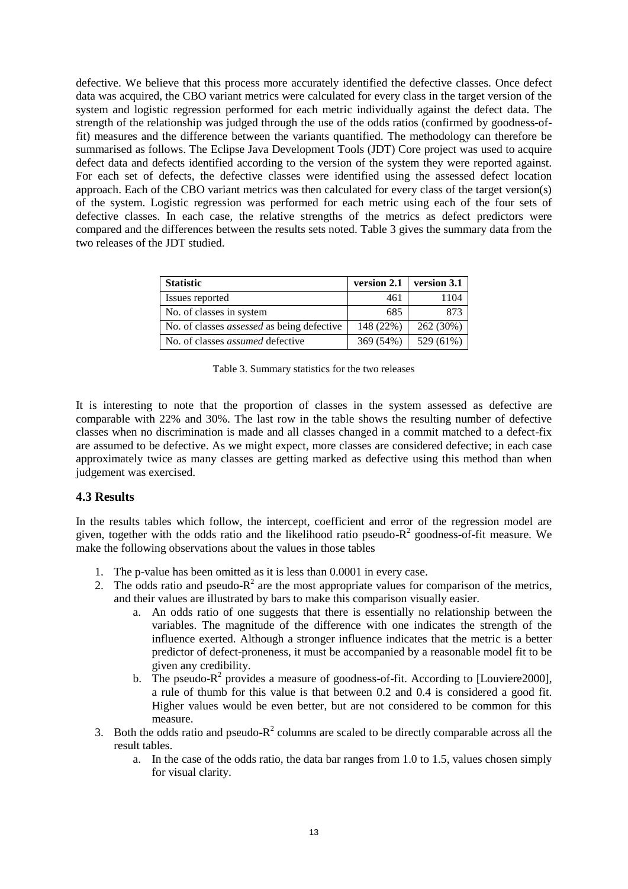defective. We believe that this process more accurately identified the defective classes. Once defect data was acquired, the CBO variant metrics were calculated for every class in the target version of the system and logistic regression performed for each metric individually against the defect data. The strength of the relationship was judged through the use of the odds ratios (confirmed by goodness-of-fit) measures and the difference between the variants quantified. The methodology can therefore be summarised as follows. The Eclipse Java Development Tools (JDT) Core project was used to acquire defect data and defects identified according to the version of the system they were reported against. For each set of defects, the defective classes were identified using the assessed defect location approach. Each of the CBO variant metrics was then calculated for every class of the target version(s) of the system. Logistic regression was performed for each metric using each of the four sets of defective classes. In each case, the relative strengths of the metrics as defect predictors were compared and the differences between the results sets noted. Table 3 gives the summary data from the two releases of the JDT studied.

| Statistic | version 2.1 | version 3.1 |
| --- | --- | --- |
| Issues reported | 461 | 1104 |
| No. of classes in system | 685 | 873 |
| No. of classes *assessed* as being defective | 148 (22%) | 262 (30%) |
| No. of classes *assumed* defective | 369 (54%) | 529 (61%) |

Table 3. Summary statistics for the two releases

It is interesting to note that the proportion of classes in the system assessed as defective are comparable with 22% and 30%. The last row in the table shows the resulting number of defective classes when no discrimination is made and all classes changed in a commit matched to a defect-fix are assumed to be defective. As we might expect, more classes are considered defective; in each case approximately twice as many classes are getting marked as defective using this method than when judgement was exercised.

### 4.3 Results

In the results tables which follow, the intercept, coefficient and error of the regression model are given, together with the odds ratio and the likelihood ratio pseudo-$R^2$ goodness-of-fit measure. We make the following observations about the values in those tables

1. The p-value has been omitted as it is less than 0.0001 in every case.
2. The odds ratio and pseudo-$R^2$ are the most appropriate values for comparison of the metrics, and their values are illustrated by bars to make this comparison visually easier.
   a. An odds ratio of one suggests that there is essentially no relationship between the variables. The magnitude of the difference with one indicates the strength of the influence exerted. Although a stronger influence indicates that the metric is a better predictor of defect-proneness, it must be accompanied by a reasonable model fit to be given any credibility.
   b. The pseudo-$R^2$ provides a measure of goodness-of-fit. According to [Louviere2000], a rule of thumb for this value is that between 0.2 and 0.4 is considered a good fit. Higher values would be even better, but are not considered to be common for this measure.
3. Both the odds ratio and pseudo-$R^2$ columns are scaled to be directly comparable across all the result tables.
   a. In the case of the odds ratio, the data bar ranges from 1.0 to 1.5, values chosen simply for visual clarity.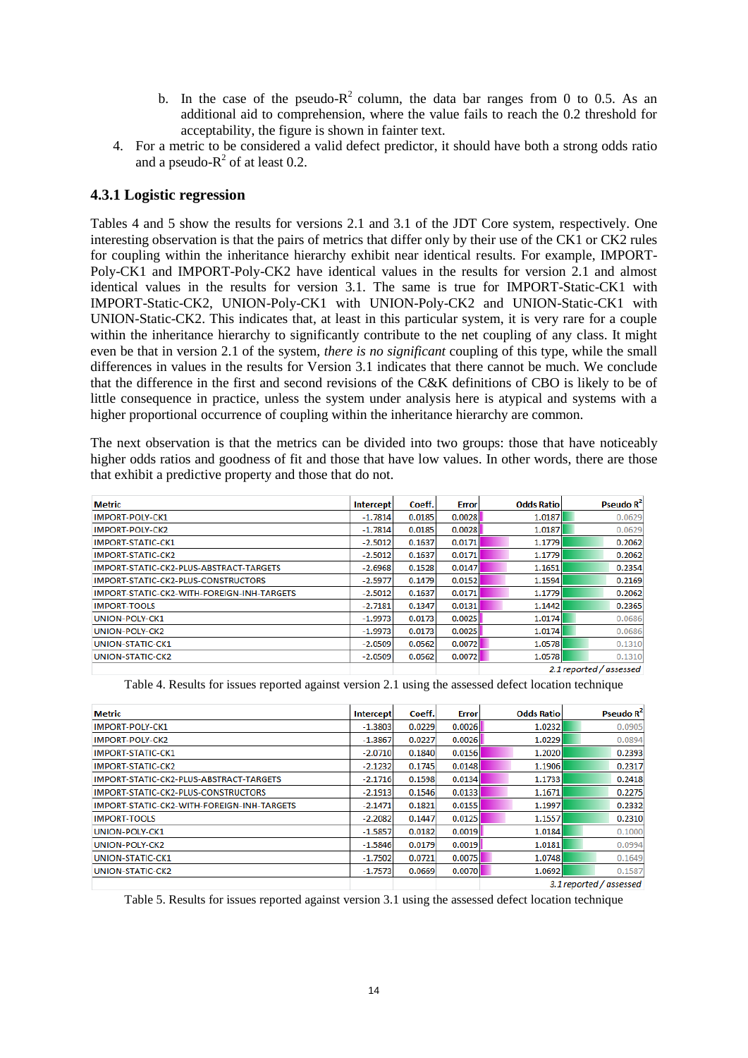b. In the case of the pseudo-$R^2$ column, the data bar ranges from 0 to 0.5. As an additional aid to comprehension, where the value fails to reach the 0.2 threshold for acceptability, the figure is shown in fainter text.

4. For a metric to be considered a valid defect predictor, it should have both a strong odds ratio and a pseudo-$R^2$ of at least 0.2.

### 4.3.1 Logistic regression

Tables 4 and 5 show the results for versions 2.1 and 3.1 of the JDT Core system, respectively. One interesting observation is that the pairs of metrics that differ only by their use of the CK1 or CK2 rules for coupling within the inheritance hierarchy exhibit near identical results. For example, IMPORT-Poly-CK1 and IMPORT-Poly-CK2 have identical values in the results for version 2.1 and almost identical values in the results for version 3.1. The same is true for IMPORT-Static-CK1 with IMPORT-Static-CK2, UNION-Poly-CK1 with UNION-Poly-CK2 and UNION-Static-CK1 with UNION-Static-CK2. This indicates that, at least in this particular system, it is very rare for a couple within the inheritance hierarchy to significantly contribute to the net coupling of any class. It might even be that in version 2.1 of the system, *there is no significant* coupling of this type, while the small differences in values in the results for Version 3.1 indicates that there cannot be much. We conclude that the difference in the first and second revisions of the C&K definitions of CBO is likely to be of little consequence in practice, unless the system under analysis here is atypical and systems with a higher proportional occurrence of coupling within the inheritance hierarchy are common.

The next observation is that the metrics can be divided into two groups: those that have noticeably higher odds ratios and goodness of fit and those that have low values. In other words, there are those that exhibit a predictive property and those that do not.

| Metric | Intercept | Coeff. | Error | Odds Ratio | Pseudo $R^2$ |
|---|---|---|---|---|---|
| IMPORT-POLY-CK1 | -1.7814 | 0.0185 | 0.0028 | 1.0187 | 0.0629 |
| IMPORT-POLY-CK2 | -1.7814 | 0.0185 | 0.0028 | 1.0187 | 0.0629 |
| IMPORT-STATIC-CK1 | -2.5012 | 0.1637 | 0.0171 | 1.1779 | 0.2062 |
| IMPORT-STATIC-CK2 | -2.5012 | 0.1637 | 0.0171 | 1.1779 | 0.2062 |
| IMPORT-STATIC-CK2-PLUS-ABSTRACT-TARGETS | -2.6968 | 0.1528 | 0.0147 | 1.1651 | 0.2354 |
| IMPORT-STATIC-CK2-PLUS-CONSTRUCTORS | -2.5977 | 0.1479 | 0.0152 | 1.1594 | 0.2169 |
| IMPORT-STATIC-CK2-WITH-FOREIGN-INH-TARGETS | -2.5012 | 0.1637 | 0.0171 | 1.1779 | 0.2062 |
| IMPORT-TOOLS | -2.7181 | 0.1347 | 0.0131 | 1.1442 | 0.2365 |
| UNION-POLY-CK1 | -1.9973 | 0.0173 | 0.0025 | 1.0174 | 0.0686 |
| UNION-POLY-CK2 | -1.9973 | 0.0173 | 0.0025 | 1.0174 | 0.0686 |
| UNION-STATIC-CK1 | -2.0509 | 0.0562 | 0.0072 | 1.0578 | 0.1310 |
| UNION-STATIC-CK2 | -2.0509 | 0.0562 | 0.0072 | 1.0578 | 0.1310 |
| | | | | | *2.1 reported / assessed* |

Table 4. Results for issues reported against version 2.1 using the assessed defect location technique

| Metric | Intercept | Coeff. | Error | Odds Ratio | Pseudo $R^2$ |
|---|---|---|---|---|---|
| IMPORT-POLY-CK1 | -1.3803 | 0.0229 | 0.0026 | 1.0232 | 0.0905 |
| IMPORT-POLY-CK2 | -1.3867 | 0.0227 | 0.0026 | 1.0229 | 0.0894 |
| IMPORT-STATIC-CK1 | -2.0710 | 0.1840 | 0.0156 | 1.2020 | 0.2393 |
| IMPORT-STATIC-CK2 | -2.1232 | 0.1745 | 0.0148 | 1.1906 | 0.2317 |
| IMPORT-STATIC-CK2-PLUS-ABSTRACT-TARGETS | -2.1716 | 0.1598 | 0.0134 | 1.1733 | 0.2418 |
| IMPORT-STATIC-CK2-PLUS-CONSTRUCTORS | -2.1913 | 0.1546 | 0.0133 | 1.1671 | 0.2275 |
| IMPORT-STATIC-CK2-WITH-FOREIGN-INH-TARGETS | -2.1471 | 0.1821 | 0.0155 | 1.1997 | 0.2332 |
| IMPORT-TOOLS | -2.2082 | 0.1447 | 0.0125 | 1.1557 | 0.2310 |
| UNION-POLY-CK1 | -1.5857 | 0.0182 | 0.0019 | 1.0184 | 0.1000 |
| UNION-POLY-CK2 | -1.5846 | 0.0179 | 0.0019 | 1.0181 | 0.0994 |
| UNION-STATIC-CK1 | -1.7502 | 0.0721 | 0.0075 | 1.0748 | 0.1649 |
| UNION-STATIC-CK2 | -1.7573 | 0.0669 | 0.0070 | 1.0692 | 0.1587 |
| | | | | | *3.1 reported / assessed* |

Table 5. Results for issues reported against version 3.1 using the assessed defect location technique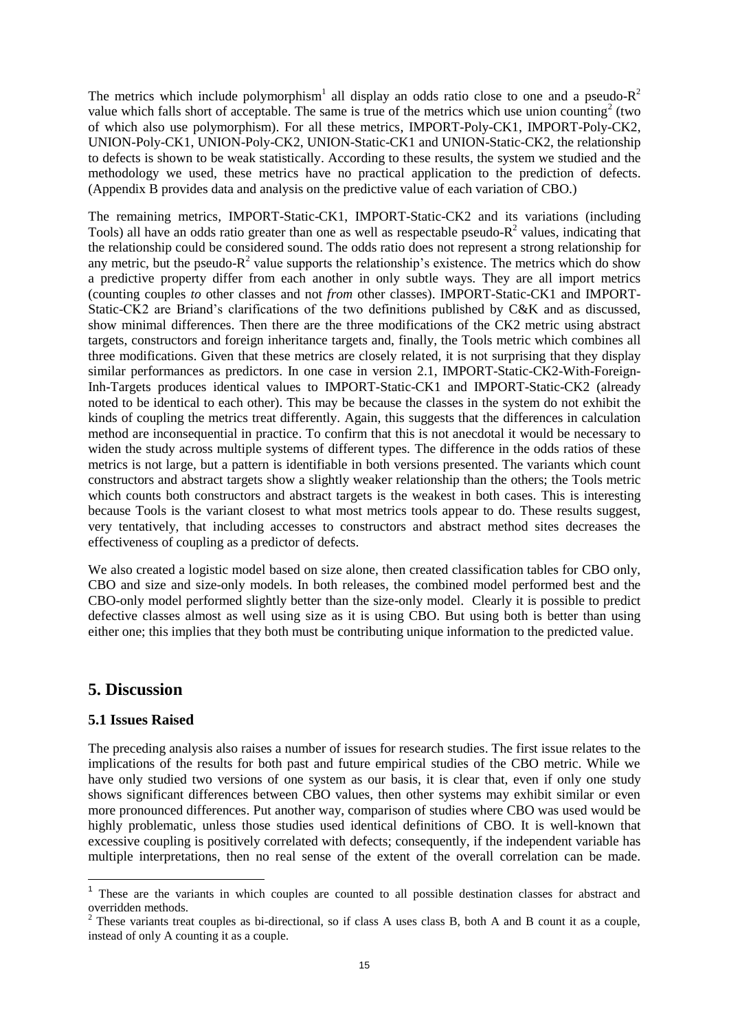The metrics which include polymorphism[1] all display an odds ratio close to one and a pseudo-$R^2$ value which falls short of acceptable. The same is true of the metrics which use union counting[2] (two of which also use polymorphism). For all these metrics, IMPORT-Poly-CK1, IMPORT-Poly-CK2, UNION-Poly-CK1, UNION-Poly-CK2, UNION-Static-CK1 and UNION-Static-CK2, the relationship to defects is shown to be weak statistically. According to these results, the system we studied and the methodology we used, these metrics have no practical application to the prediction of defects. (Appendix B provides data and analysis on the predictive value of each variation of CBO.)

The remaining metrics, IMPORT-Static-CK1, IMPORT-Static-CK2 and its variations (including Tools) all have an odds ratio greater than one as well as respectable pseudo-$R^2$ values, indicating that the relationship could be considered sound. The odds ratio does not represent a strong relationship for any metric, but the pseudo-$R^2$ value supports the relationship's existence. The metrics which do show a predictive property differ from each another in only subtle ways. They are all import metrics (counting couples *to* other classes and not *from* other classes). IMPORT-Static-CK1 and IMPORT-Static-CK2 are Briand's clarifications of the two definitions published by C&K and as discussed, show minimal differences. Then there are the three modifications of the CK2 metric using abstract targets, constructors and foreign inheritance targets and, finally, the Tools metric which combines all three modifications. Given that these metrics are closely related, it is not surprising that they display similar performances as predictors. In one case in version 2.1, IMPORT-Static-CK2-With-Foreign-Inh-Targets produces identical values to IMPORT-Static-CK1 and IMPORT-Static-CK2 (already noted to be identical to each other). This may be because the classes in the system do not exhibit the kinds of coupling the metrics treat differently. Again, this suggests that the differences in calculation method are inconsequential in practice. To confirm that this is not anecdotal it would be necessary to widen the study across multiple systems of different types. The difference in the odds ratios of these metrics is not large, but a pattern is identifiable in both versions presented. The variants which count constructors and abstract targets show a slightly weaker relationship than the others; the Tools metric which counts both constructors and abstract targets is the weakest in both cases. This is interesting because Tools is the variant closest to what most metrics tools appear to do. These results suggest, very tentatively, that including accesses to constructors and abstract method sites decreases the effectiveness of coupling as a predictor of defects.

We also created a logistic model based on size alone, then created classification tables for CBO only, CBO and size and size-only models. In both releases, the combined model performed best and the CBO-only model performed slightly better than the size-only model. Clearly it is possible to predict defective classes almost as well using size as it is using CBO. But using both is better than using either one; this implies that they both must be contributing unique information to the predicted value.

## 5. Discussion

### 5.1 Issues Raised

The preceding analysis also raises a number of issues for research studies. The first issue relates to the implications of the results for both past and future empirical studies of the CBO metric. While we have only studied two versions of one system as our basis, it is clear that, even if only one study shows significant differences between CBO values, then other systems may exhibit similar or even more pronounced differences. Put another way, comparison of studies where CBO was used would be highly problematic, unless those studies used identical definitions of CBO. It is well-known that excessive coupling is positively correlated with defects; consequently, if the independent variable has multiple interpretations, then no real sense of the extent of the overall correlation can be made.

[1] These are the variants in which couples are counted to all possible destination classes for abstract and overridden methods.

[2] These variants treat couples as bi-directional, so if class A uses class B, both A and B count it as a couple, instead of only A counting it as a couple.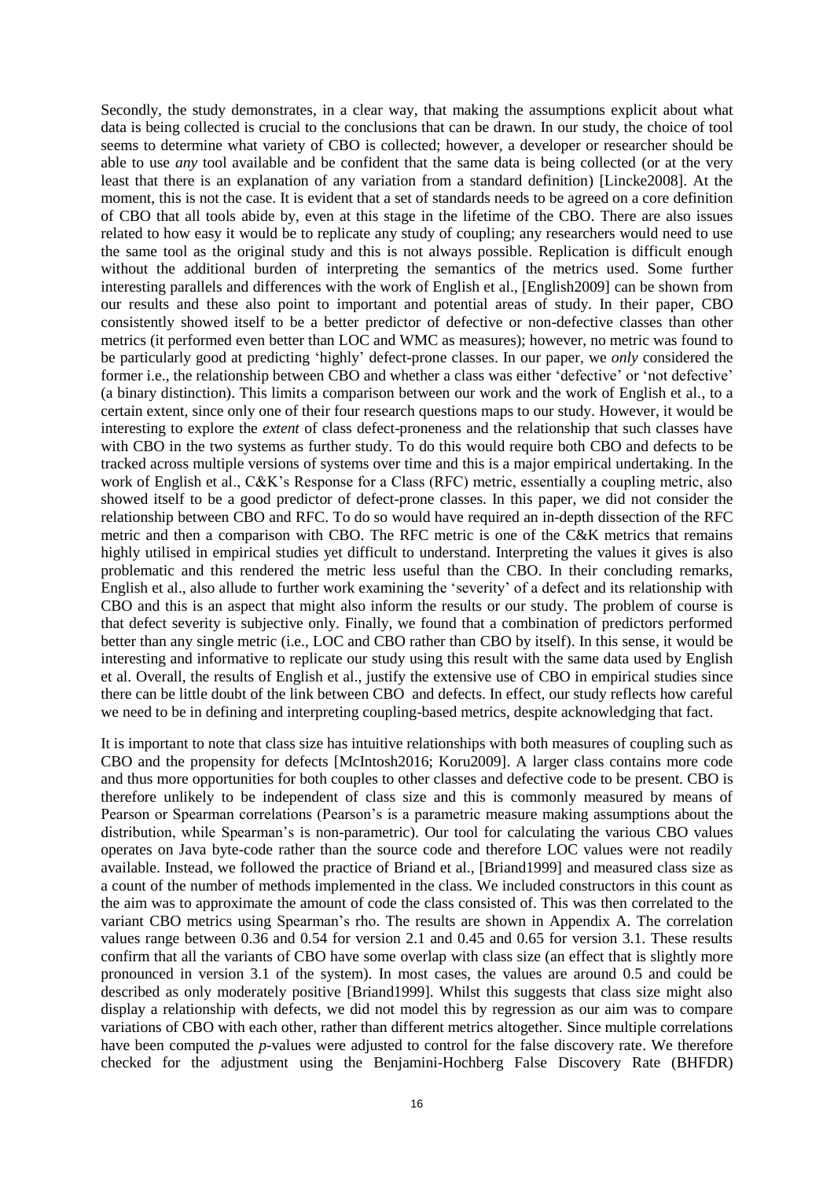Secondly, the study demonstrates, in a clear way, that making the assumptions explicit about what data is being collected is crucial to the conclusions that can be drawn. In our study, the choice of tool seems to determine what variety of CBO is collected; however, a developer or researcher should be able to use *any* tool available and be confident that the same data is being collected (or at the very least that there is an explanation of any variation from a standard definition) [Lincke2008]. At the moment, this is not the case. It is evident that a set of standards needs to be agreed on a core definition of CBO that all tools abide by, even at this stage in the lifetime of the CBO. There are also issues related to how easy it would be to replicate any study of coupling; any researchers would need to use the same tool as the original study and this is not always possible. Replication is difficult enough without the additional burden of interpreting the semantics of the metrics used. Some further interesting parallels and differences with the work of English et al., [English2009] can be shown from our results and these also point to important and potential areas of study. In their paper, CBO consistently showed itself to be a better predictor of defective or non-defective classes than other metrics (it performed even better than LOC and WMC as measures); however, no metric was found to be particularly good at predicting 'highly' defect-prone classes. In our paper, we *only* considered the former i.e., the relationship between CBO and whether a class was either 'defective' or 'not defective' (a binary distinction). This limits a comparison between our work and the work of English et al., to a certain extent, since only one of their four research questions maps to our study. However, it would be interesting to explore the *extent* of class defect-proneness and the relationship that such classes have with CBO in the two systems as further study. To do this would require both CBO and defects to be tracked across multiple versions of systems over time and this is a major empirical undertaking. In the work of English et al., C&K's Response for a Class (RFC) metric, essentially a coupling metric, also showed itself to be a good predictor of defect-prone classes. In this paper, we did not consider the relationship between CBO and RFC. To do so would have required an in-depth dissection of the RFC metric and then a comparison with CBO. The RFC metric is one of the C&K metrics that remains highly utilised in empirical studies yet difficult to understand. Interpreting the values it gives is also problematic and this rendered the metric less useful than the CBO. In their concluding remarks, English et al., also allude to further work examining the 'severity' of a defect and its relationship with CBO and this is an aspect that might also inform the results or our study. The problem of course is that defect severity is subjective only. Finally, we found that a combination of predictors performed better than any single metric (i.e., LOC and CBO rather than CBO by itself). In this sense, it would be interesting and informative to replicate our study using this result with the same data used by English et al. Overall, the results of English et al., justify the extensive use of CBO in empirical studies since there can be little doubt of the link between CBO and defects. In effect, our study reflects how careful we need to be in defining and interpreting coupling-based metrics, despite acknowledging that fact.

It is important to note that class size has intuitive relationships with both measures of coupling such as CBO and the propensity for defects [McIntosh2016; Koru2009]. A larger class contains more code and thus more opportunities for both couples to other classes and defective code to be present. CBO is therefore unlikely to be independent of class size and this is commonly measured by means of Pearson or Spearman correlations (Pearson's is a parametric measure making assumptions about the distribution, while Spearman's is non-parametric). Our tool for calculating the various CBO values operates on Java byte-code rather than the source code and therefore LOC values were not readily available. Instead, we followed the practice of Briand et al., [Briand1999] and measured class size as a count of the number of methods implemented in the class. We included constructors in this count as the aim was to approximate the amount of code the class consisted of. This was then correlated to the variant CBO metrics using Spearman's rho. The results are shown in Appendix A. The correlation values range between 0.36 and 0.54 for version 2.1 and 0.45 and 0.65 for version 3.1. These results confirm that all the variants of CBO have some overlap with class size (an effect that is slightly more pronounced in version 3.1 of the system). In most cases, the values are around 0.5 and could be described as only moderately positive [Briand1999]. Whilst this suggests that class size might also display a relationship with defects, we did not model this by regression as our aim was to compare variations of CBO with each other, rather than different metrics altogether. Since multiple correlations have been computed the *p*-values were adjusted to control for the false discovery rate. We therefore checked for the adjustment using the Benjamini-Hochberg False Discovery Rate (BHFDR)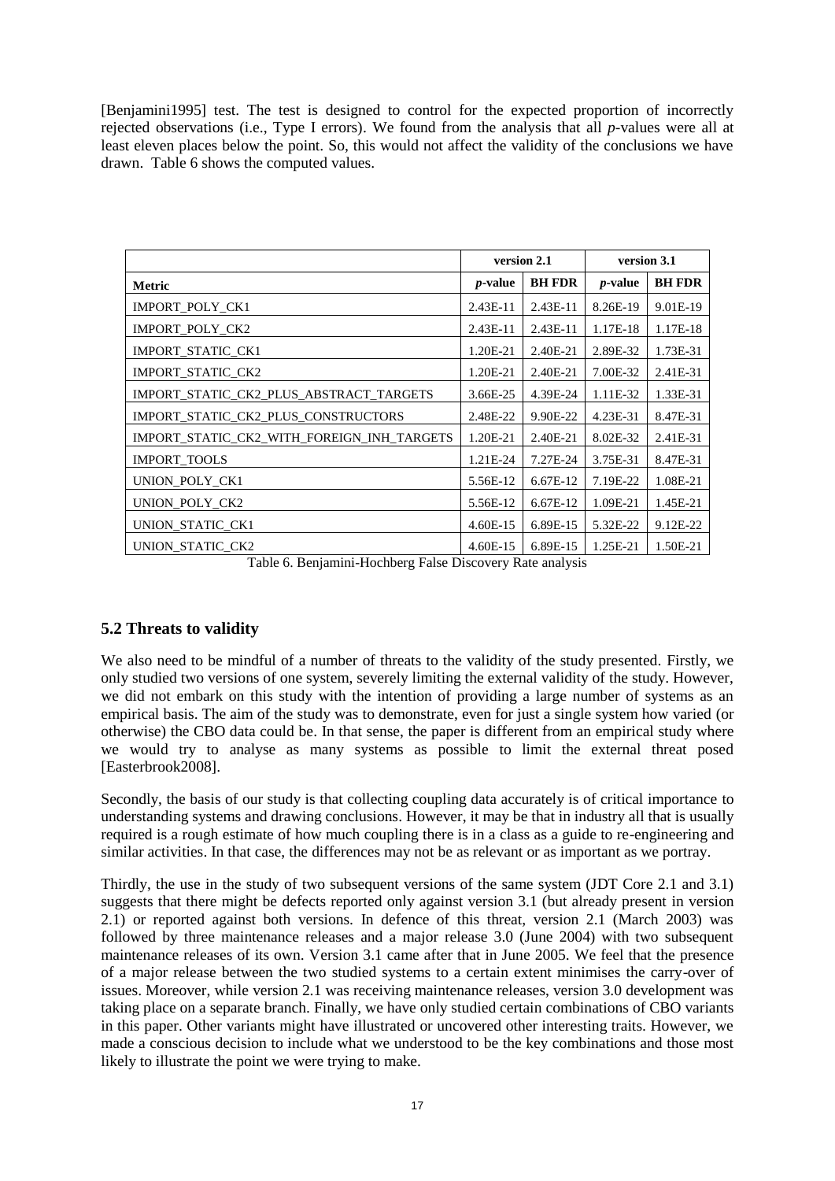[Benjamini1995] test. The test is designed to control for the expected proportion of incorrectly rejected observations (i.e., Type I errors). We found from the analysis that all *p*-values were all at least eleven places below the point. So, this would not affect the validity of the conclusions we have drawn. Table 6 shows the computed values.

| | version 2.1 | | version 3.1 | |
|---|---|---|---|---|
| **Metric** | ***p*-value** | **BH FDR** | ***p*-value** | **BH FDR** |
| IMPORT_POLY_CK1 | 2.43E-11 | 2.43E-11 | 8.26E-19 | 9.01E-19 |
| IMPORT_POLY_CK2 | 2.43E-11 | 2.43E-11 | 1.17E-18 | 1.17E-18 |
| IMPORT_STATIC_CK1 | 1.20E-21 | 2.40E-21 | 2.89E-32 | 1.73E-31 |
| IMPORT_STATIC_CK2 | 1.20E-21 | 2.40E-21 | 7.00E-32 | 2.41E-31 |
| IMPORT_STATIC_CK2_PLUS_ABSTRACT_TARGETS | 3.66E-25 | 4.39E-24 | 1.11E-32 | 1.33E-31 |
| IMPORT_STATIC_CK2_PLUS_CONSTRUCTORS | 2.48E-22 | 9.90E-22 | 4.23E-31 | 8.47E-31 |
| IMPORT_STATIC_CK2_WITH_FOREIGN_INH_TARGETS | 1.20E-21 | 2.40E-21 | 8.02E-32 | 2.41E-31 |
| IMPORT_TOOLS | 1.21E-24 | 7.27E-24 | 3.75E-31 | 8.47E-31 |
| UNION_POLY_CK1 | 5.56E-12 | 6.67E-12 | 7.19E-22 | 1.08E-21 |
| UNION_POLY_CK2 | 5.56E-12 | 6.67E-12 | 1.09E-21 | 1.45E-21 |
| UNION_STATIC_CK1 | 4.60E-15 | 6.89E-15 | 5.32E-22 | 9.12E-22 |
| UNION_STATIC_CK2 | 4.60E-15 | 6.89E-15 | 1.25E-21 | 1.50E-21 |

Table 6. Benjamini-Hochberg False Discovery Rate analysis

## 5.2 Threats to validity

We also need to be mindful of a number of threats to the validity of the study presented. Firstly, we only studied two versions of one system, severely limiting the external validity of the study. However, we did not embark on this study with the intention of providing a large number of systems as an empirical basis. The aim of the study was to demonstrate, even for just a single system how varied (or otherwise) the CBO data could be. In that sense, the paper is different from an empirical study where we would try to analyse as many systems as possible to limit the external threat posed [Easterbrook2008].

Secondly, the basis of our study is that collecting coupling data accurately is of critical importance to understanding systems and drawing conclusions. However, it may be that in industry all that is usually required is a rough estimate of how much coupling there is in a class as a guide to re-engineering and similar activities. In that case, the differences may not be as relevant or as important as we portray.

Thirdly, the use in the study of two subsequent versions of the same system (JDT Core 2.1 and 3.1) suggests that there might be defects reported only against version 3.1 (but already present in version 2.1) or reported against both versions. In defence of this threat, version 2.1 (March 2003) was followed by three maintenance releases and a major release 3.0 (June 2004) with two subsequent maintenance releases of its own. Version 3.1 came after that in June 2005. We feel that the presence of a major release between the two studied systems to a certain extent minimises the carry-over of issues. Moreover, while version 2.1 was receiving maintenance releases, version 3.0 development was taking place on a separate branch. Finally, we have only studied certain combinations of CBO variants in this paper. Other variants might have illustrated or uncovered other interesting traits. However, we made a conscious decision to include what we understood to be the key combinations and those most likely to illustrate the point we were trying to make.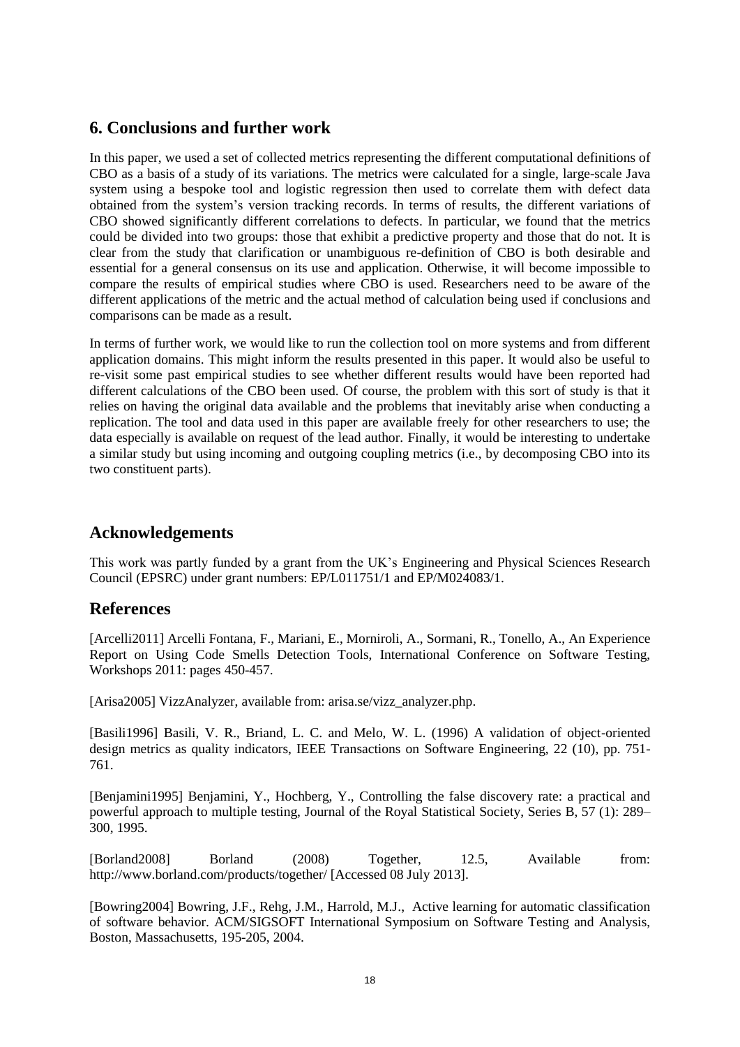## 6. Conclusions and further work

In this paper, we used a set of collected metrics representing the different computational definitions of CBO as a basis of a study of its variations. The metrics were calculated for a single, large-scale Java system using a bespoke tool and logistic regression then used to correlate them with defect data obtained from the system's version tracking records. In terms of results, the different variations of CBO showed significantly different correlations to defects. In particular, we found that the metrics could be divided into two groups: those that exhibit a predictive property and those that do not. It is clear from the study that clarification or unambiguous re-definition of CBO is both desirable and essential for a general consensus on its use and application. Otherwise, it will become impossible to compare the results of empirical studies where CBO is used. Researchers need to be aware of the different applications of the metric and the actual method of calculation being used if conclusions and comparisons can be made as a result.

In terms of further work, we would like to run the collection tool on more systems and from different application domains. This might inform the results presented in this paper. It would also be useful to re-visit some past empirical studies to see whether different results would have been reported had different calculations of the CBO been used. Of course, the problem with this sort of study is that it relies on having the original data available and the problems that inevitably arise when conducting a replication. The tool and data used in this paper are available freely for other researchers to use; the data especially is available on request of the lead author. Finally, it would be interesting to undertake a similar study but using incoming and outgoing coupling metrics (i.e., by decomposing CBO into its two constituent parts).

## Acknowledgements

This work was partly funded by a grant from the UK's Engineering and Physical Sciences Research Council (EPSRC) under grant numbers: EP/L011751/1 and EP/M024083/1.

## References

[Arcelli2011] Arcelli Fontana, F., Mariani, E., Morniroli, A., Sormani, R., Tonello, A., An Experience Report on Using Code Smells Detection Tools, International Conference on Software Testing, Workshops 2011: pages 450-457.

[Arisa2005] VizzAnalyzer, available from: arisa.se/vizz_analyzer.php.

[Basili1996] Basili, V. R., Briand, L. C. and Melo, W. L. (1996) A validation of object-oriented design metrics as quality indicators, IEEE Transactions on Software Engineering, 22 (10), pp. 751-761.

[Benjamini1995] Benjamini, Y., Hochberg, Y., Controlling the false discovery rate: a practical and powerful approach to multiple testing, Journal of the Royal Statistical Society, Series B, 57 (1): 289–300, 1995.

[Borland2008] Borland (2008) Together, 12.5, Available from: http://www.borland.com/products/together/ [Accessed 08 July 2013].

[Bowring2004] Bowring, J.F., Rehg, J.M., Harrold, M.J., Active learning for automatic classification of software behavior. ACM/SIGSOFT International Symposium on Software Testing and Analysis, Boston, Massachusetts, 195-205, 2004.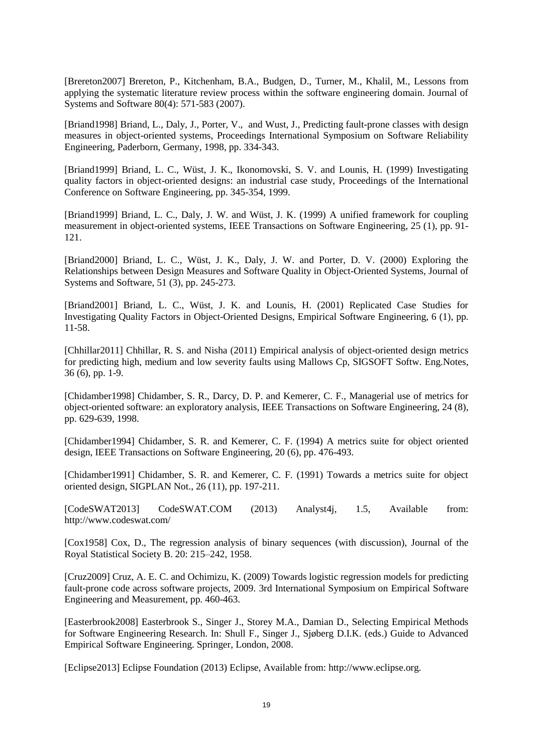[Brereton2007] Brereton, P., Kitchenham, B.A., Budgen, D., Turner, M., Khalil, M., Lessons from applying the systematic literature review process within the software engineering domain. Journal of Systems and Software 80(4): 571-583 (2007).

[Briand1998] Briand, L., Daly, J., Porter, V., and Wust, J., Predicting fault-prone classes with design measures in object-oriented systems, Proceedings International Symposium on Software Reliability Engineering, Paderborn, Germany, 1998, pp. 334-343.

[Briand1999] Briand, L. C., Wüst, J. K., Ikonomovski, S. V. and Lounis, H. (1999) Investigating quality factors in object-oriented designs: an industrial case study, Proceedings of the International Conference on Software Engineering, pp. 345-354, 1999.

[Briand1999] Briand, L. C., Daly, J. W. and Wüst, J. K. (1999) A unified framework for coupling measurement in object-oriented systems, IEEE Transactions on Software Engineering, 25 (1), pp. 91-121.

[Briand2000] Briand, L. C., Wüst, J. K., Daly, J. W. and Porter, D. V. (2000) Exploring the Relationships between Design Measures and Software Quality in Object-Oriented Systems, Journal of Systems and Software, 51 (3), pp. 245-273.

[Briand2001] Briand, L. C., Wüst, J. K. and Lounis, H. (2001) Replicated Case Studies for Investigating Quality Factors in Object-Oriented Designs, Empirical Software Engineering, 6 (1), pp. 11-58.

[Chhillar2011] Chhillar, R. S. and Nisha (2011) Empirical analysis of object-oriented design metrics for predicting high, medium and low severity faults using Mallows Cp, SIGSOFT Softw. Eng.Notes, 36 (6), pp. 1-9.

[Chidamber1998] Chidamber, S. R., Darcy, D. P. and Kemerer, C. F., Managerial use of metrics for object-oriented software: an exploratory analysis, IEEE Transactions on Software Engineering, 24 (8), pp. 629-639, 1998.

[Chidamber1994] Chidamber, S. R. and Kemerer, C. F. (1994) A metrics suite for object oriented design, IEEE Transactions on Software Engineering, 20 (6), pp. 476-493.

[Chidamber1991] Chidamber, S. R. and Kemerer, C. F. (1991) Towards a metrics suite for object oriented design, SIGPLAN Not., 26 (11), pp. 197-211.

[CodeSWAT2013] CodeSWAT.COM (2013) Analyst4j, 1.5, Available from: http://www.codeswat.com/

[Cox1958] Cox, D., The regression analysis of binary sequences (with discussion), Journal of the Royal Statistical Society B. 20: 215–242, 1958.

[Cruz2009] Cruz, A. E. C. and Ochimizu, K. (2009) Towards logistic regression models for predicting fault-prone code across software projects, 2009. 3rd International Symposium on Empirical Software Engineering and Measurement, pp. 460-463.

[Easterbrook2008] Easterbrook S., Singer J., Storey M.A., Damian D., Selecting Empirical Methods for Software Engineering Research. In: Shull F., Singer J., Sjøberg D.I.K. (eds.) Guide to Advanced Empirical Software Engineering. Springer, London, 2008.

[Eclipse2013] Eclipse Foundation (2013) Eclipse, Available from: http://www.eclipse.org.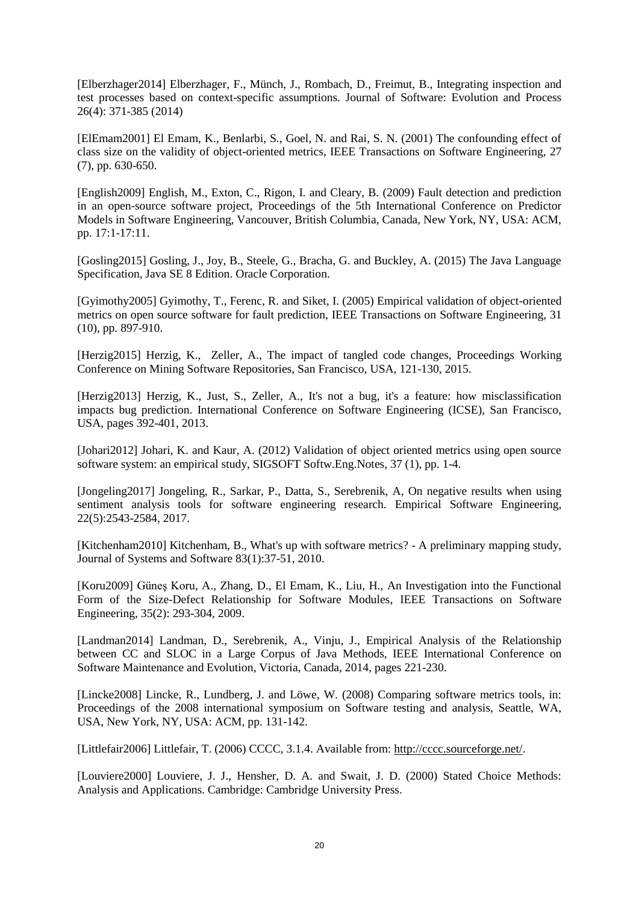[Elberzhager2014] Elberzhager, F., Münch, J., Rombach, D., Freimut, B., Integrating inspection and test processes based on context-specific assumptions. Journal of Software: Evolution and Process 26(4): 371-385 (2014)

[ElEmam2001] El Emam, K., Benlarbi, S., Goel, N. and Rai, S. N. (2001) The confounding effect of class size on the validity of object-oriented metrics, IEEE Transactions on Software Engineering, 27 (7), pp. 630-650.

[English2009] English, M., Exton, C., Rigon, I. and Cleary, B. (2009) Fault detection and prediction in an open-source software project, Proceedings of the 5th International Conference on Predictor Models in Software Engineering, Vancouver, British Columbia, Canada, New York, NY, USA: ACM, pp. 17:1-17:11.

[Gosling2015] Gosling, J., Joy, B., Steele, G., Bracha, G. and Buckley, A. (2015) The Java Language Specification, Java SE 8 Edition. Oracle Corporation.

[Gyimothy2005] Gyimothy, T., Ferenc, R. and Siket, I. (2005) Empirical validation of object-oriented metrics on open source software for fault prediction, IEEE Transactions on Software Engineering, 31 (10), pp. 897-910.

[Herzig2015] Herzig, K., Zeller, A., The impact of tangled code changes, Proceedings Working Conference on Mining Software Repositories, San Francisco, USA, 121-130, 2015.

[Herzig2013] Herzig, K., Just, S., Zeller, A., It's not a bug, it's a feature: how misclassification impacts bug prediction. International Conference on Software Engineering (ICSE), San Francisco, USA, pages 392-401, 2013.

[Johari2012] Johari, K. and Kaur, A. (2012) Validation of object oriented metrics using open source software system: an empirical study, SIGSOFT Softw.Eng.Notes, 37 (1), pp. 1-4.

[Jongeling2017] Jongeling, R., Sarkar, P., Datta, S., Serebrenik, A, On negative results when using sentiment analysis tools for software engineering research. Empirical Software Engineering, 22(5):2543-2584, 2017.

[Kitchenham2010] Kitchenham, B., What's up with software metrics? - A preliminary mapping study, Journal of Systems and Software 83(1):37-51, 2010.

[Koru2009] Güneş Koru, A., Zhang, D., El Emam, K., Liu, H., An Investigation into the Functional Form of the Size-Defect Relationship for Software Modules, IEEE Transactions on Software Engineering, 35(2): 293-304, 2009.

[Landman2014] Landman, D., Serebrenik, A., Vinju, J., Empirical Analysis of the Relationship between CC and SLOC in a Large Corpus of Java Methods, IEEE International Conference on Software Maintenance and Evolution, Victoria, Canada, 2014, pages 221-230.

[Lincke2008] Lincke, R., Lundberg, J. and Löwe, W. (2008) Comparing software metrics tools, in: Proceedings of the 2008 international symposium on Software testing and analysis, Seattle, WA, USA, New York, NY, USA: ACM, pp. 131-142.

[Littlefair2006] Littlefair, T. (2006) CCCC, 3.1.4. Available from: http://cccc.sourceforge.net/.

[Louviere2000] Louviere, J. J., Hensher, D. A. and Swait, J. D. (2000) Stated Choice Methods: Analysis and Applications. Cambridge: Cambridge University Press.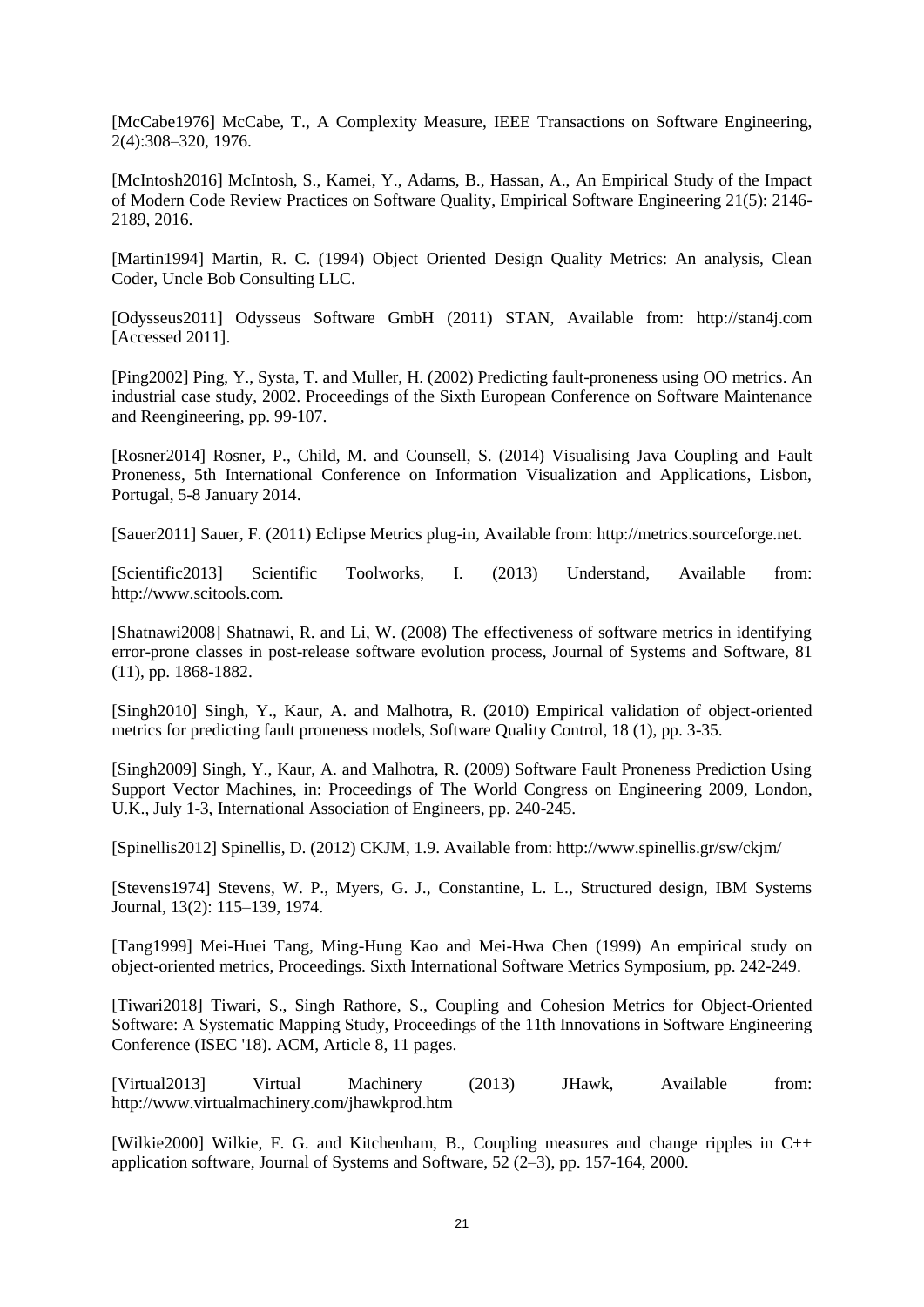[McCabe1976] McCabe, T., A Complexity Measure, IEEE Transactions on Software Engineering, 2(4):308–320, 1976.

[McIntosh2016] McIntosh, S., Kamei, Y., Adams, B., Hassan, A., An Empirical Study of the Impact of Modern Code Review Practices on Software Quality, Empirical Software Engineering 21(5): 2146-2189, 2016.

[Martin1994] Martin, R. C. (1994) Object Oriented Design Quality Metrics: An analysis, Clean Coder, Uncle Bob Consulting LLC.

[Odysseus2011] Odysseus Software GmbH (2011) STAN, Available from: http://stan4j.com [Accessed 2011].

[Ping2002] Ping, Y., Systa, T. and Muller, H. (2002) Predicting fault-proneness using OO metrics. An industrial case study, 2002. Proceedings of the Sixth European Conference on Software Maintenance and Reengineering, pp. 99-107.

[Rosner2014] Rosner, P., Child, M. and Counsell, S. (2014) Visualising Java Coupling and Fault Proneness, 5th International Conference on Information Visualization and Applications, Lisbon, Portugal, 5-8 January 2014.

[Sauer2011] Sauer, F. (2011) Eclipse Metrics plug-in, Available from: http://metrics.sourceforge.net.

[Scientific2013] Scientific Toolworks, I. (2013) Understand, Available from: http://www.scitools.com.

[Shatnawi2008] Shatnawi, R. and Li, W. (2008) The effectiveness of software metrics in identifying error-prone classes in post-release software evolution process, Journal of Systems and Software, 81 (11), pp. 1868-1882.

[Singh2010] Singh, Y., Kaur, A. and Malhotra, R. (2010) Empirical validation of object-oriented metrics for predicting fault proneness models, Software Quality Control, 18 (1), pp. 3-35.

[Singh2009] Singh, Y., Kaur, A. and Malhotra, R. (2009) Software Fault Proneness Prediction Using Support Vector Machines, in: Proceedings of The World Congress on Engineering 2009, London, U.K., July 1-3, International Association of Engineers, pp. 240-245.

[Spinellis2012] Spinellis, D. (2012) CKJM, 1.9. Available from: http://www.spinellis.gr/sw/ckjm/

[Stevens1974] Stevens, W. P., Myers, G. J., Constantine, L. L., Structured design, IBM Systems Journal, 13(2): 115–139, 1974.

[Tang1999] Mei-Huei Tang, Ming-Hung Kao and Mei-Hwa Chen (1999) An empirical study on object-oriented metrics, Proceedings. Sixth International Software Metrics Symposium, pp. 242-249.

[Tiwari2018] Tiwari, S., Singh Rathore, S., Coupling and Cohesion Metrics for Object-Oriented Software: A Systematic Mapping Study, Proceedings of the 11th Innovations in Software Engineering Conference (ISEC '18). ACM, Article 8, 11 pages.

[Virtual2013] Virtual Machinery (2013) JHawk, Available from: http://www.virtualmachinery.com/jhawkprod.htm

[Wilkie2000] Wilkie, F. G. and Kitchenham, B., Coupling measures and change ripples in C++ application software, Journal of Systems and Software, 52 (2–3), pp. 157-164, 2000.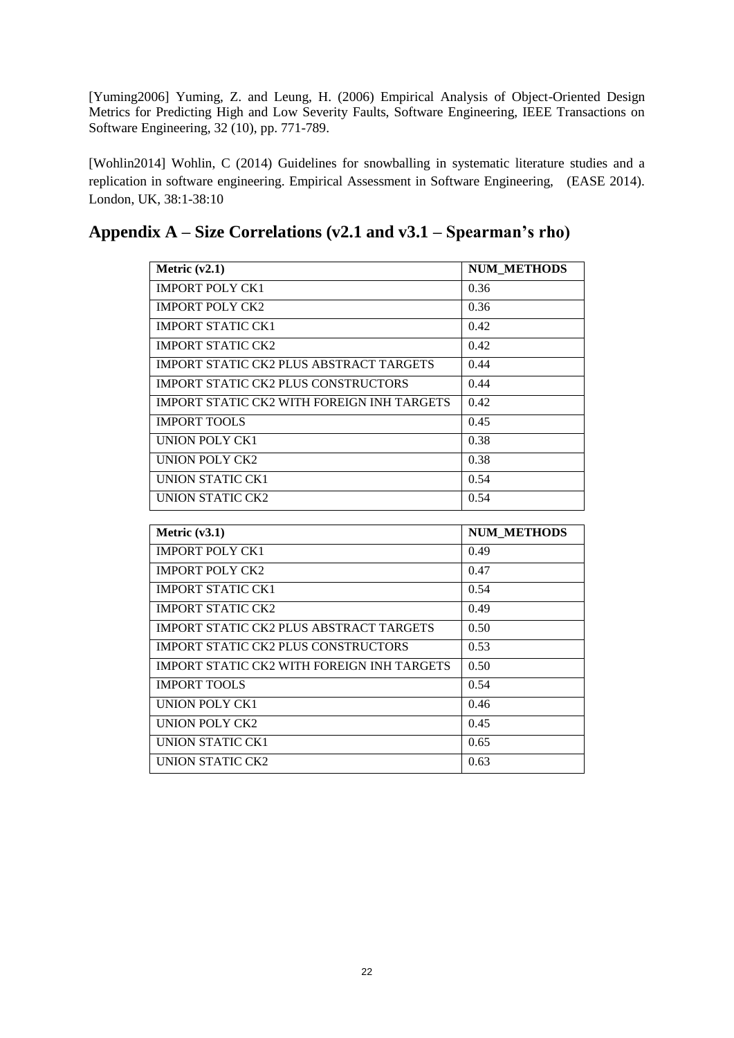[Yuming2006] Yuming, Z. and Leung, H. (2006) Empirical Analysis of Object-Oriented Design Metrics for Predicting High and Low Severity Faults, Software Engineering, IEEE Transactions on Software Engineering, 32 (10), pp. 771-789.

[Wohlin2014] Wohlin, C (2014) Guidelines for snowballing in systematic literature studies and a replication in software engineering. Empirical Assessment in Software Engineering, (EASE 2014). London, UK, 38:1-38:10

## Appendix A – Size Correlations (v2.1 and v3.1 – Spearman's rho)

| **Metric (v2.1)** | **NUM_METHODS** |
|---|---|
| IMPORT POLY CK1 | 0.36 |
| IMPORT POLY CK2 | 0.36 |
| IMPORT STATIC CK1 | 0.42 |
| IMPORT STATIC CK2 | 0.42 |
| IMPORT STATIC CK2 PLUS ABSTRACT TARGETS | 0.44 |
| IMPORT STATIC CK2 PLUS CONSTRUCTORS | 0.44 |
| IMPORT STATIC CK2 WITH FOREIGN INH TARGETS | 0.42 |
| IMPORT TOOLS | 0.45 |
| UNION POLY CK1 | 0.38 |
| UNION POLY CK2 | 0.38 |
| UNION STATIC CK1 | 0.54 |
| UNION STATIC CK2 | 0.54 |

| **Metric (v3.1)** | **NUM_METHODS** |
|---|---|
| IMPORT POLY CK1 | 0.49 |
| IMPORT POLY CK2 | 0.47 |
| IMPORT STATIC CK1 | 0.54 |
| IMPORT STATIC CK2 | 0.49 |
| IMPORT STATIC CK2 PLUS ABSTRACT TARGETS | 0.50 |
| IMPORT STATIC CK2 PLUS CONSTRUCTORS | 0.53 |
| IMPORT STATIC CK2 WITH FOREIGN INH TARGETS | 0.50 |
| IMPORT TOOLS | 0.54 |
| UNION POLY CK1 | 0.46 |
| UNION POLY CK2 | 0.45 |
| UNION STATIC CK1 | 0.65 |
| UNION STATIC CK2 | 0.63 |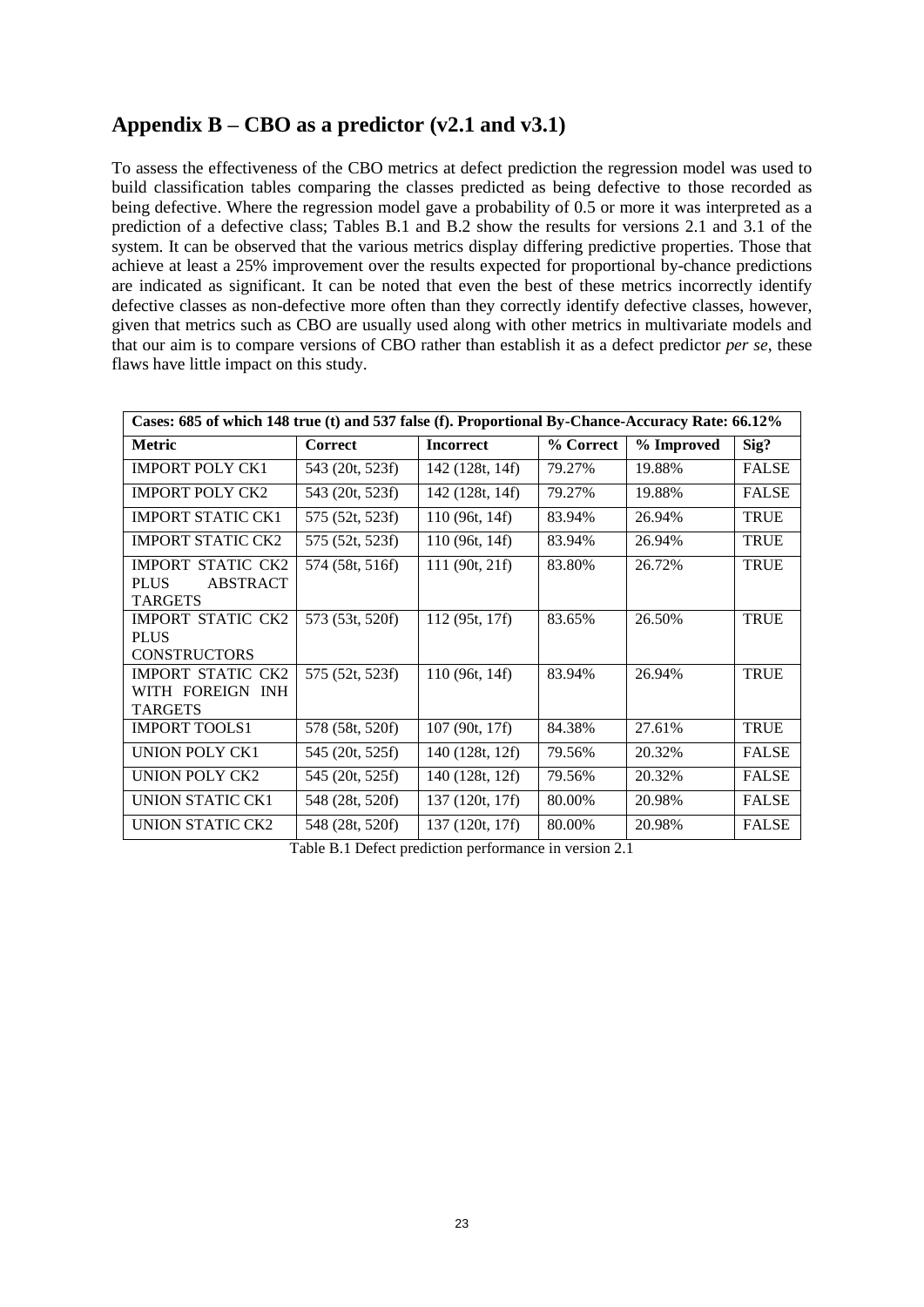## Appendix B – CBO as a predictor (v2.1 and v3.1)

To assess the effectiveness of the CBO metrics at defect prediction the regression model was used to build classification tables comparing the classes predicted as being defective to those recorded as being defective. Where the regression model gave a probability of 0.5 or more it was interpreted as a prediction of a defective class; Tables B.1 and B.2 show the results for versions 2.1 and 3.1 of the system. It can be observed that the various metrics display differing predictive properties. Those that achieve at least a 25% improvement over the results expected for proportional by-chance predictions are indicated as significant. It can be noted that even the best of these metrics incorrectly identify defective classes as non-defective more often than they correctly identify defective classes, however, given that metrics such as CBO are usually used along with other metrics in multivariate models and that our aim is to compare versions of CBO rather than establish it as a defect predictor *per se*, these flaws have little impact on this study.

| Cases: 685 of which 148 true (t) and 537 false (f). Proportional By-Chance-Accuracy Rate: 66.12% | | | | | |
|---|---|---|---|---|---|
| **Metric** | **Correct** | **Incorrect** | **% Correct** | **% Improved** | **Sig?** |
| IMPORT POLY CK1 | 543 (20t, 523f) | 142 (128t, 14f) | 79.27% | 19.88% | FALSE |
| IMPORT POLY CK2 | 543 (20t, 523f) | 142 (128t, 14f) | 79.27% | 19.88% | FALSE |
| IMPORT STATIC CK1 | 575 (52t, 523f) | 110 (96t, 14f) | 83.94% | 26.94% | TRUE |
| IMPORT STATIC CK2 | 575 (52t, 523f) | 110 (96t, 14f) | 83.94% | 26.94% | TRUE |
| IMPORT STATIC CK2 PLUS ABSTRACT TARGETS | 574 (58t, 516f) | 111 (90t, 21f) | 83.80% | 26.72% | TRUE |
| IMPORT STATIC CK2 PLUS CONSTRUCTORS | 573 (53t, 520f) | 112 (95t, 17f) | 83.65% | 26.50% | TRUE |
| IMPORT STATIC CK2 WITH FOREIGN INH TARGETS | 575 (52t, 523f) | 110 (96t, 14f) | 83.94% | 26.94% | TRUE |
| IMPORT TOOLS1 | 578 (58t, 520f) | 107 (90t, 17f) | 84.38% | 27.61% | TRUE |
| UNION POLY CK1 | 545 (20t, 525f) | 140 (128t, 12f) | 79.56% | 20.32% | FALSE |
| UNION POLY CK2 | 545 (20t, 525f) | 140 (128t, 12f) | 79.56% | 20.32% | FALSE |
| UNION STATIC CK1 | 548 (28t, 520f) | 137 (120t, 17f) | 80.00% | 20.98% | FALSE |
| UNION STATIC CK2 | 548 (28t, 520f) | 137 (120t, 17f) | 80.00% | 20.98% | FALSE |

Table B.1 Defect prediction performance in version 2.1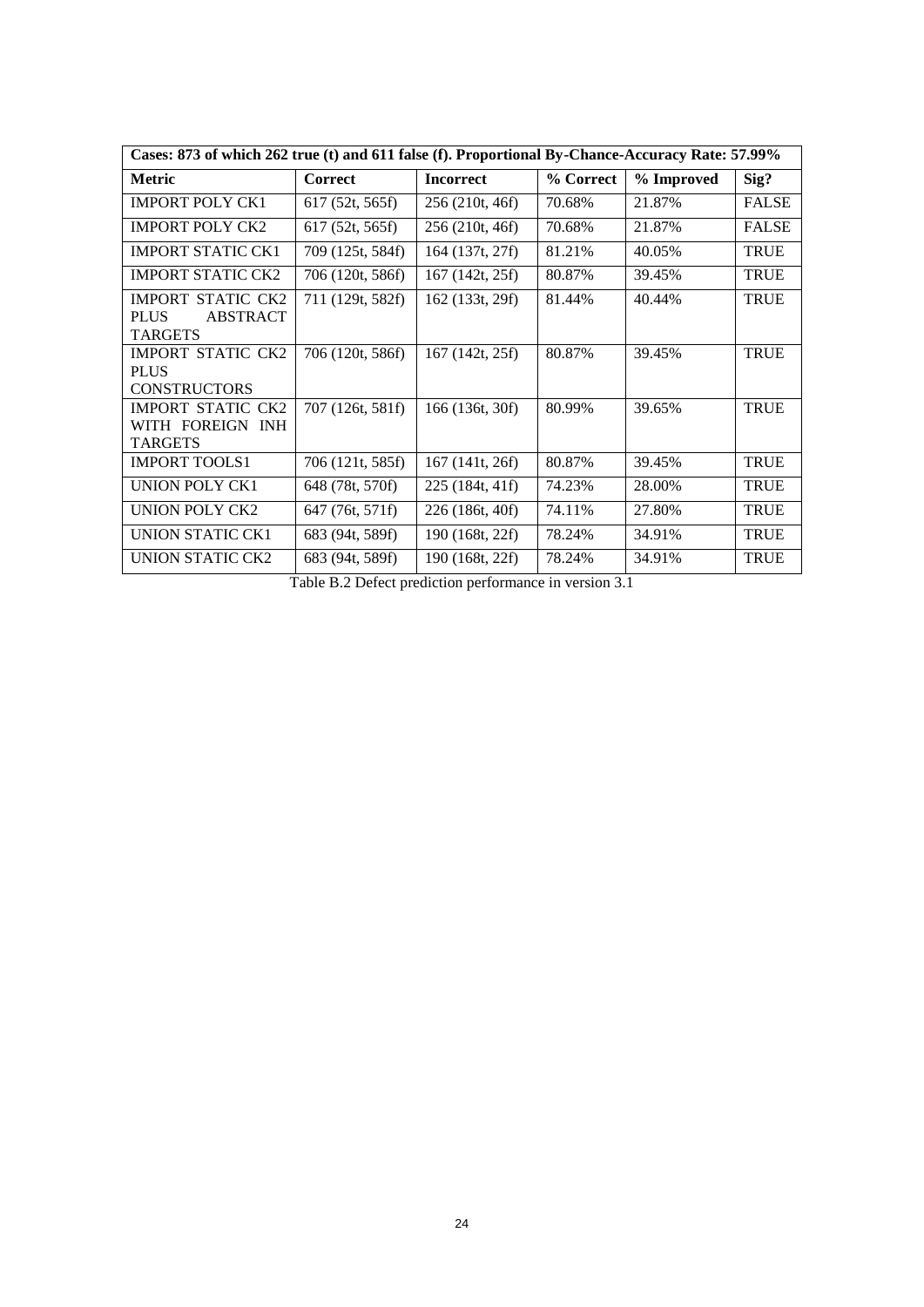| **Cases: 873 of which 262 true (t) and 611 false (f). Proportional By-Chance-Accuracy Rate: 57.99%** | | | | | |
|---|---|---|---|---|---|
| **Metric** | **Correct** | **Incorrect** | **% Correct** | **% Improved** | **Sig?** |
| IMPORT POLY CK1 | 617 (52t, 565f) | 256 (210t, 46f) | 70.68% | 21.87% | FALSE |
| IMPORT POLY CK2 | 617 (52t, 565f) | 256 (210t, 46f) | 70.68% | 21.87% | FALSE |
| IMPORT STATIC CK1 | 709 (125t, 584f) | 164 (137t, 27f) | 81.21% | 40.05% | TRUE |
| IMPORT STATIC CK2 | 706 (120t, 586f) | 167 (142t, 25f) | 80.87% | 39.45% | TRUE |
| IMPORT STATIC CK2 PLUS ABSTRACT TARGETS | 711 (129t, 582f) | 162 (133t, 29f) | 81.44% | 40.44% | TRUE |
| IMPORT STATIC CK2 PLUS CONSTRUCTORS | 706 (120t, 586f) | 167 (142t, 25f) | 80.87% | 39.45% | TRUE |
| IMPORT STATIC CK2 WITH FOREIGN INH TARGETS | 707 (126t, 581f) | 166 (136t, 30f) | 80.99% | 39.65% | TRUE |
| IMPORT TOOLS1 | 706 (121t, 585f) | 167 (141t, 26f) | 80.87% | 39.45% | TRUE |
| UNION POLY CK1 | 648 (78t, 570f) | 225 (184t, 41f) | 74.23% | 28.00% | TRUE |
| UNION POLY CK2 | 647 (76t, 571f) | 226 (186t, 40f) | 74.11% | 27.80% | TRUE |
| UNION STATIC CK1 | 683 (94t, 589f) | 190 (168t, 22f) | 78.24% | 34.91% | TRUE |
| UNION STATIC CK2 | 683 (94t, 589f) | 190 (168t, 22f) | 78.24% | 34.91% | TRUE |

Table B.2 Defect prediction performance in version 3.1